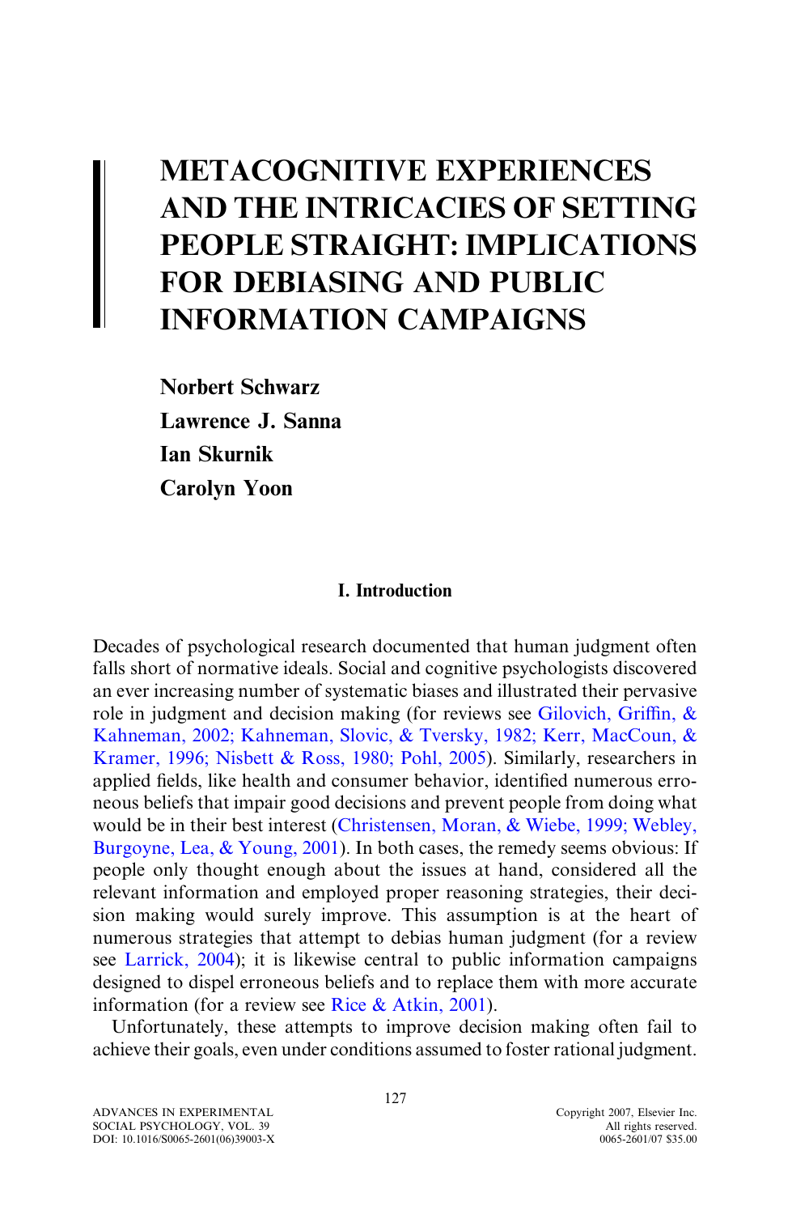# METACOGNITIVE EXPERIENCES AND THE INTRICACIES OF SETTING PEOPLE STRAIGHT: IMPLICATIONS FOR DEBIASING AND PUBLIC INFORMATION CAMPAIGNS

**Norbert Schwarz**
**Lawrence J. Sanna**
**Ian Skurnik**
**Carolyn Yoon**

## I. Introduction

Decades of psychological research documented that human judgment often falls short of normative ideals. Social and cognitive psychologists discovered an ever increasing number of systematic biases and illustrated their pervasive role in judgment and decision making (for reviews see Gilovich, Griffin, & Kahneman, 2002; Kahneman, Slovic, & Tversky, 1982; Kerr, MacCoun, & Kramer, 1996; Nisbett & Ross, 1980; Pohl, 2005). Similarly, researchers in applied fields, like health and consumer behavior, identified numerous erroneous beliefs that impair good decisions and prevent people from doing what would be in their best interest (Christensen, Moran, & Wiebe, 1999; Webley, Burgoyne, Lea, & Young, 2001). In both cases, the remedy seems obvious: If people only thought enough about the issues at hand, considered all the relevant information and employed proper reasoning strategies, their decision making would surely improve. This assumption is at the heart of numerous strategies that attempt to debias human judgment (for a review see Larrick, 2004); it is likewise central to public information campaigns designed to dispel erroneous beliefs and to replace them with more accurate information (for a review see Rice & Atkin, 2001).

Unfortunately, these attempts to improve decision making often fail to achieve their goals, even under conditions assumed to foster rational judgment.

ADVANCES IN EXPERIMENTAL SOCIAL PSYCHOLOGY, VOL. 39
DOI: 10.1016/S0065-2601(06)39003-X

Copyright 2007, Elsevier Inc.
All rights reserved.
0065-2601/07 $35.00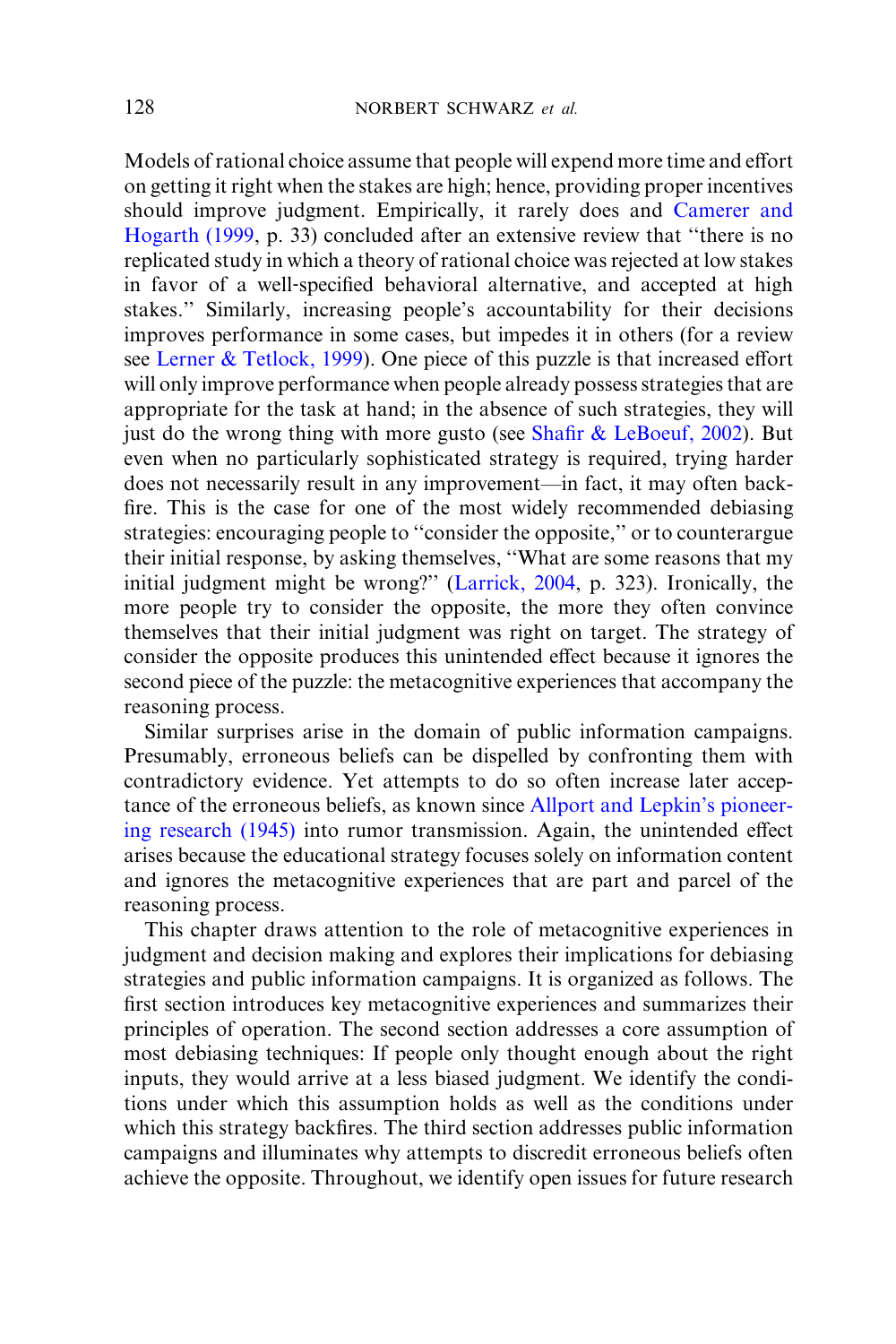Models of rational choice assume that people will expend more time and effort on getting it right when the stakes are high; hence, providing proper incentives should improve judgment. Empirically, it rarely does and Camerer and Hogarth (1999, p. 33) concluded after an extensive review that ''there is no replicated study in which a theory of rational choice was rejected at low stakes in favor of a well-specified behavioral alternative, and accepted at high stakes.'' Similarly, increasing people's accountability for their decisions improves performance in some cases, but impedes it in others (for a review see Lerner & Tetlock, 1999). One piece of this puzzle is that increased effort will only improve performance when people already possess strategies that are appropriate for the task at hand; in the absence of such strategies, they will just do the wrong thing with more gusto (see Shafir & LeBoeuf, 2002). But even when no particularly sophisticated strategy is required, trying harder does not necessarily result in any improvement—in fact, it may often backfire. This is the case for one of the most widely recommended debiasing strategies: encouraging people to ''consider the opposite,'' or to counterargue their initial response, by asking themselves, ''What are some reasons that my initial judgment might be wrong?'' (Larrick, 2004, p. 323). Ironically, the more people try to consider the opposite, the more they often convince themselves that their initial judgment was right on target. The strategy of consider the opposite produces this unintended effect because it ignores the second piece of the puzzle: the metacognitive experiences that accompany the reasoning process.

Similar surprises arise in the domain of public information campaigns. Presumably, erroneous beliefs can be dispelled by confronting them with contradictory evidence. Yet attempts to do so often increase later acceptance of the erroneous beliefs, as known since Allport and Lepkin's pioneering research (1945) into rumor transmission. Again, the unintended effect arises because the educational strategy focuses solely on information content and ignores the metacognitive experiences that are part and parcel of the reasoning process.

This chapter draws attention to the role of metacognitive experiences in judgment and decision making and explores their implications for debiasing strategies and public information campaigns. It is organized as follows. The first section introduces key metacognitive experiences and summarizes their principles of operation. The second section addresses a core assumption of most debiasing techniques: If people only thought enough about the right inputs, they would arrive at a less biased judgment. We identify the conditions under which this assumption holds as well as the conditions under which this strategy backfires. The third section addresses public information campaigns and illuminates why attempts to discredit erroneous beliefs often achieve the opposite. Throughout, we identify open issues for future research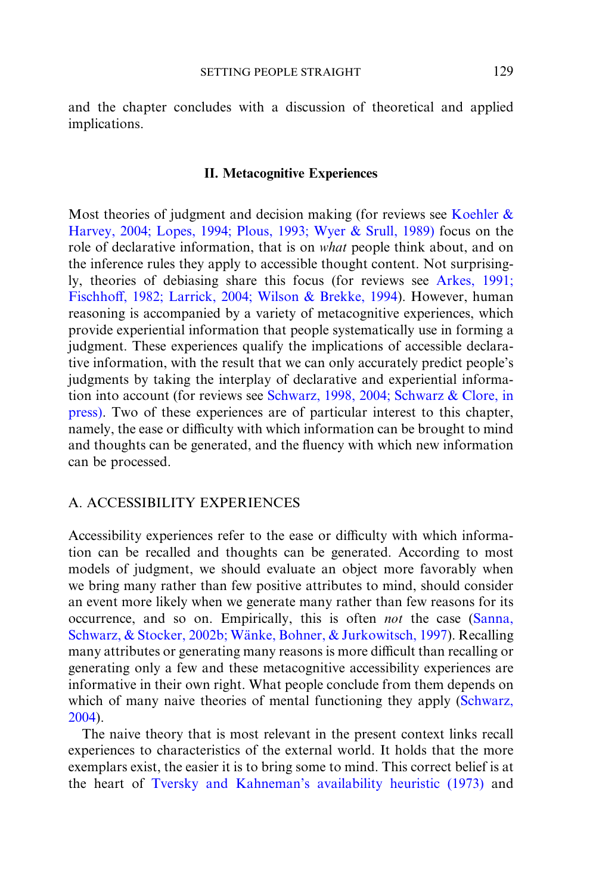and the chapter concludes with a discussion of theoretical and applied implications.

## II. Metacognitive Experiences

Most theories of judgment and decision making (for reviews see Koehler & Harvey, 2004; Lopes, 1994; Plous, 1993; Wyer & Srull, 1989) focus on the role of declarative information, that is on *what* people think about, and on the inference rules they apply to accessible thought content. Not surprisingly, theories of debiasing share this focus (for reviews see Arkes, 1991; Fischhoff, 1982; Larrick, 2004; Wilson & Brekke, 1994). However, human reasoning is accompanied by a variety of metacognitive experiences, which provide experiential information that people systematically use in forming a judgment. These experiences qualify the implications of accessible declarative information, with the result that we can only accurately predict people's judgments by taking the interplay of declarative and experiential information into account (for reviews see Schwarz, 1998, 2004; Schwarz & Clore, in press). Two of these experiences are of particular interest to this chapter, namely, the ease or difficulty with which information can be brought to mind and thoughts can be generated, and the fluency with which new information can be processed.

### A. ACCESSIBILITY EXPERIENCES

Accessibility experiences refer to the ease or difficulty with which information can be recalled and thoughts can be generated. According to most models of judgment, we should evaluate an object more favorably when we bring many rather than few positive attributes to mind, should consider an event more likely when we generate many rather than few reasons for its occurrence, and so on. Empirically, this is often *not* the case (Sanna, Schwarz, & Stocker, 2002b; Wänke, Bohner, & Jurkowitsch, 1997). Recalling many attributes or generating many reasons is more difficult than recalling or generating only a few and these metacognitive accessibility experiences are informative in their own right. What people conclude from them depends on which of many naive theories of mental functioning they apply (Schwarz, 2004).

The naive theory that is most relevant in the present context links recall experiences to characteristics of the external world. It holds that the more exemplars exist, the easier it is to bring some to mind. This correct belief is at the heart of Tversky and Kahneman's availability heuristic (1973) and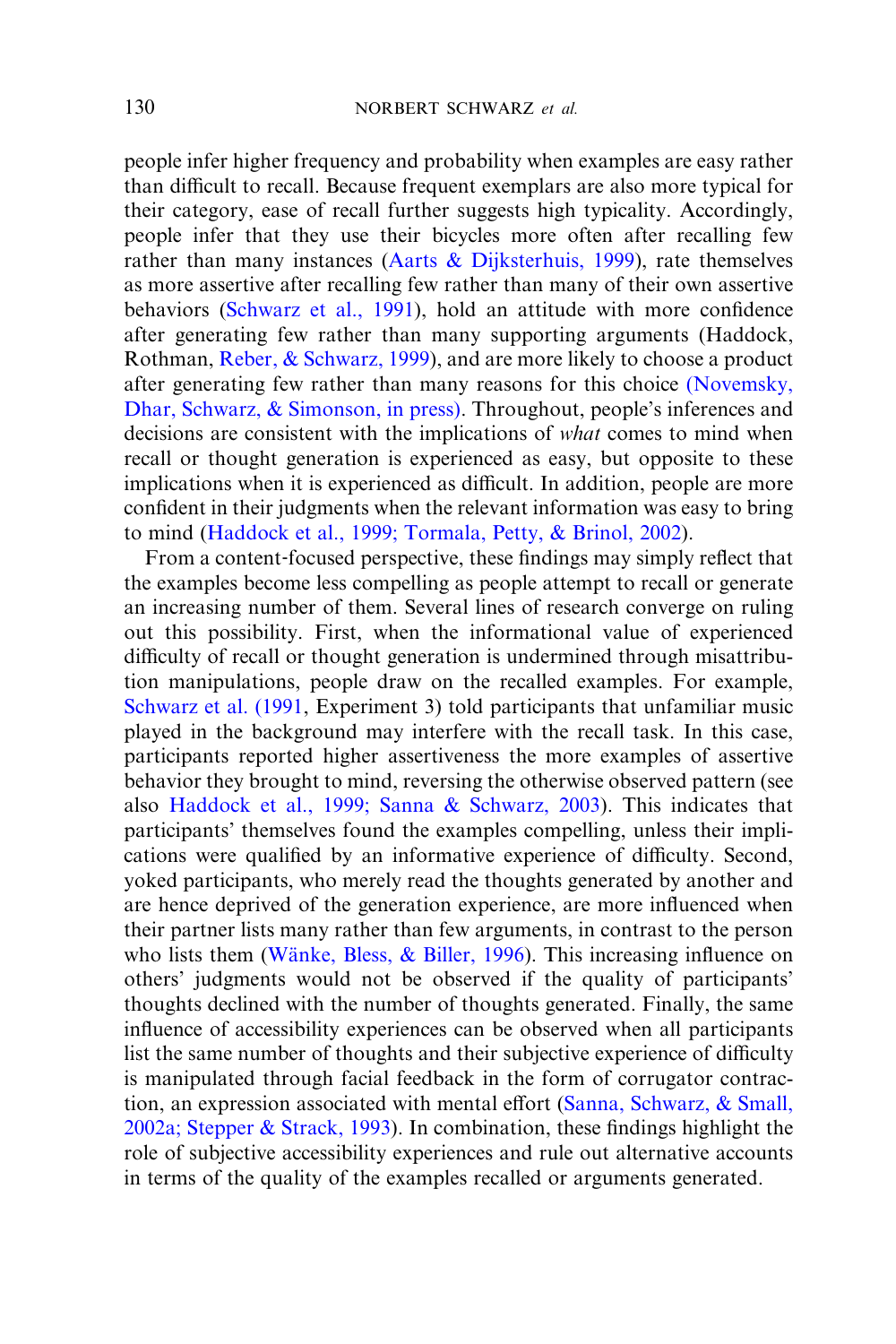people infer higher frequency and probability when examples are easy rather than difficult to recall. Because frequent exemplars are also more typical for their category, ease of recall further suggests high typicality. Accordingly, people infer that they use their bicycles more often after recalling few rather than many instances (Aarts & Dijksterhuis, 1999), rate themselves as more assertive after recalling few rather than many of their own assertive behaviors (Schwarz et al., 1991), hold an attitude with more confidence after generating few rather than many supporting arguments (Haddock, Rothman, Reber, & Schwarz, 1999), and are more likely to choose a product after generating few rather than many reasons for this choice (Novemsky, Dhar, Schwarz, & Simonson, in press). Throughout, people's inferences and decisions are consistent with the implications of *what* comes to mind when recall or thought generation is experienced as easy, but opposite to these implications when it is experienced as difficult. In addition, people are more confident in their judgments when the relevant information was easy to bring to mind (Haddock et al., 1999; Tormala, Petty, & Brinol, 2002).

From a content-focused perspective, these findings may simply reflect that the examples become less compelling as people attempt to recall or generate an increasing number of them. Several lines of research converge on ruling out this possibility. First, when the informational value of experienced difficulty of recall or thought generation is undermined through misattribution manipulations, people draw on the recalled examples. For example, Schwarz et al. (1991, Experiment 3) told participants that unfamiliar music played in the background may interfere with the recall task. In this case, participants reported higher assertiveness the more examples of assertive behavior they brought to mind, reversing the otherwise observed pattern (see also Haddock et al., 1999; Sanna & Schwarz, 2003). This indicates that participants' themselves found the examples compelling, unless their implications were qualified by an informative experience of difficulty. Second, yoked participants, who merely read the thoughts generated by another and are hence deprived of the generation experience, are more influenced when their partner lists many rather than few arguments, in contrast to the person who lists them (Wänke, Bless, & Biller, 1996). This increasing influence on others' judgments would not be observed if the quality of participants' thoughts declined with the number of thoughts generated. Finally, the same influence of accessibility experiences can be observed when all participants list the same number of thoughts and their subjective experience of difficulty is manipulated through facial feedback in the form of corrugator contraction, an expression associated with mental effort (Sanna, Schwarz, & Small, 2002a; Stepper & Strack, 1993). In combination, these findings highlight the role of subjective accessibility experiences and rule out alternative accounts in terms of the quality of the examples recalled or arguments generated.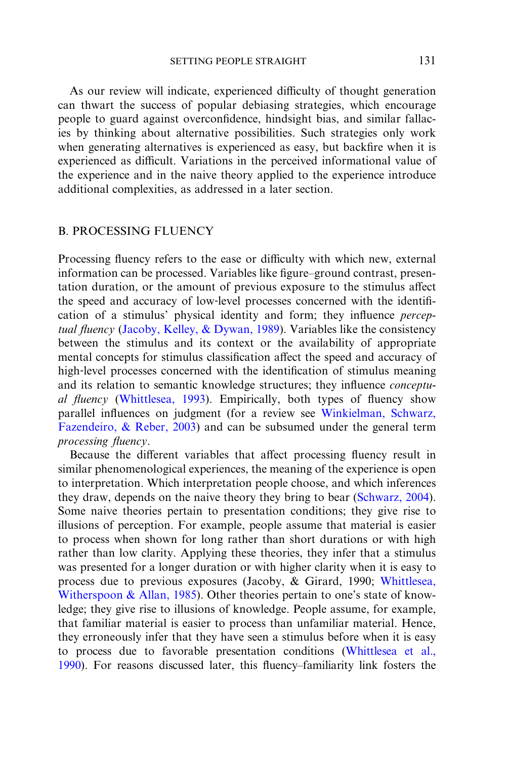As our review will indicate, experienced difficulty of thought generation can thwart the success of popular debiasing strategies, which encourage people to guard against overconfidence, hindsight bias, and similar fallacies by thinking about alternative possibilities. Such strategies only work when generating alternatives is experienced as easy, but backfire when it is experienced as difficult. Variations in the perceived informational value of the experience and in the naive theory applied to the experience introduce additional complexities, as addressed in a later section.

## B. PROCESSING FLUENCY

Processing fluency refers to the ease or difficulty with which new, external information can be processed. Variables like figure–ground contrast, presentation duration, or the amount of previous exposure to the stimulus affect the speed and accuracy of low-level processes concerned with the identification of a stimulus' physical identity and form; they influence *perceptual fluency* (Jacoby, Kelley, & Dywan, 1989). Variables like the consistency between the stimulus and its context or the availability of appropriate mental concepts for stimulus classification affect the speed and accuracy of high-level processes concerned with the identification of stimulus meaning and its relation to semantic knowledge structures; they influence *conceptual fluency* (Whittlesea, 1993). Empirically, both types of fluency show parallel influences on judgment (for a review see Winkielman, Schwarz, Fazendeiro, & Reber, 2003) and can be subsumed under the general term *processing fluency*.

Because the different variables that affect processing fluency result in similar phenomenological experiences, the meaning of the experience is open to interpretation. Which interpretation people choose, and which inferences they draw, depends on the naive theory they bring to bear (Schwarz, 2004). Some naive theories pertain to presentation conditions; they give rise to illusions of perception. For example, people assume that material is easier to process when shown for long rather than short durations or with high rather than low clarity. Applying these theories, they infer that a stimulus was presented for a longer duration or with higher clarity when it is easy to process due to previous exposures (Jacoby, & Girard, 1990; Whittlesea, Witherspoon & Allan, 1985). Other theories pertain to one's state of knowledge; they give rise to illusions of knowledge. People assume, for example, that familiar material is easier to process than unfamiliar material. Hence, they erroneously infer that they have seen a stimulus before when it is easy to process due to favorable presentation conditions (Whittlesea et al., 1990). For reasons discussed later, this fluency–familiarity link fosters the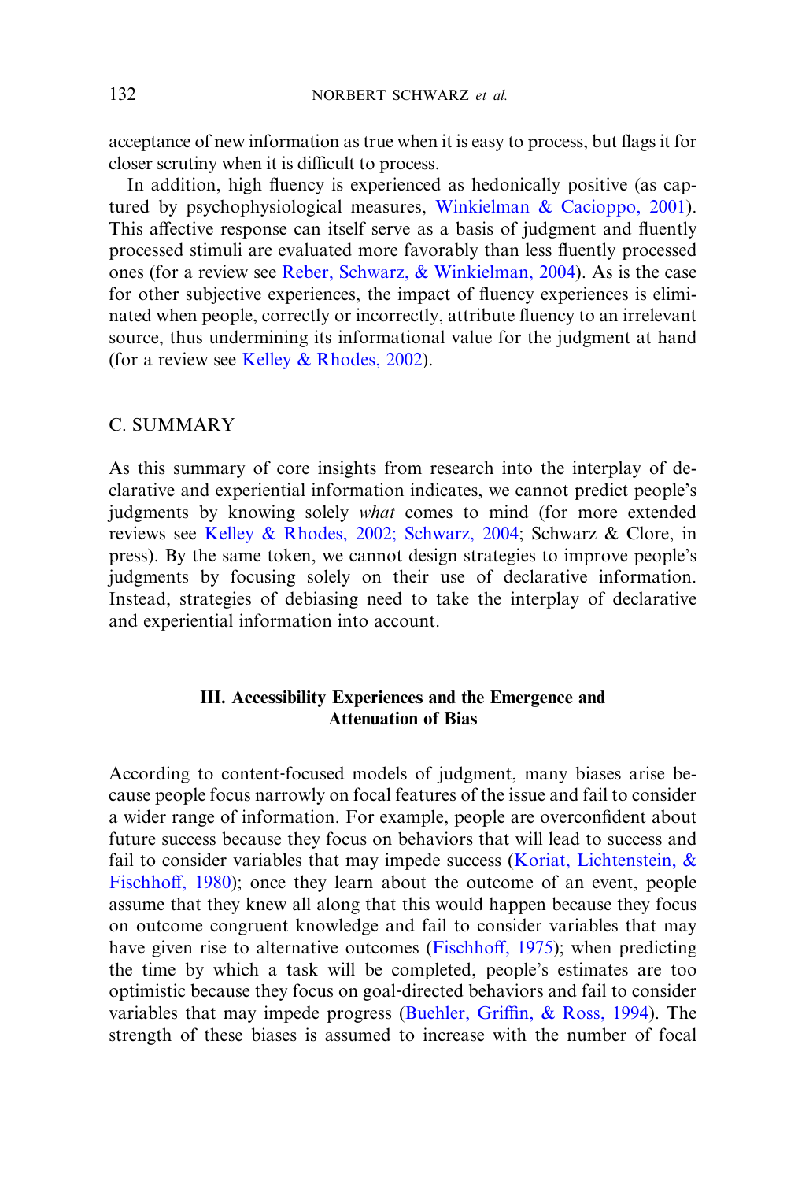acceptance of new information as true when it is easy to process, but flags it for closer scrutiny when it is difficult to process.

In addition, high fluency is experienced as hedonically positive (as captured by psychophysiological measures, Winkielman & Cacioppo, 2001). This affective response can itself serve as a basis of judgment and fluently processed stimuli are evaluated more favorably than less fluently processed ones (for a review see Reber, Schwarz, & Winkielman, 2004). As is the case for other subjective experiences, the impact of fluency experiences is eliminated when people, correctly or incorrectly, attribute fluency to an irrelevant source, thus undermining its informational value for the judgment at hand (for a review see Kelley & Rhodes, 2002).

### C. SUMMARY

As this summary of core insights from research into the interplay of declarative and experiential information indicates, we cannot predict people's judgments by knowing solely *what* comes to mind (for more extended reviews see Kelley & Rhodes, 2002; Schwarz, 2004; Schwarz & Clore, in press). By the same token, we cannot design strategies to improve people's judgments by focusing solely on their use of declarative information. Instead, strategies of debiasing need to take the interplay of declarative and experiential information into account.

## III. Accessibility Experiences and the Emergence and Attenuation of Bias

According to content-focused models of judgment, many biases arise because people focus narrowly on focal features of the issue and fail to consider a wider range of information. For example, people are overconfident about future success because they focus on behaviors that will lead to success and fail to consider variables that may impede success (Koriat, Lichtenstein, & Fischhoff, 1980); once they learn about the outcome of an event, people assume that they knew all along that this would happen because they focus on outcome congruent knowledge and fail to consider variables that may have given rise to alternative outcomes (Fischhoff, 1975); when predicting the time by which a task will be completed, people's estimates are too optimistic because they focus on goal-directed behaviors and fail to consider variables that may impede progress (Buehler, Griffin, & Ross, 1994). The strength of these biases is assumed to increase with the number of focal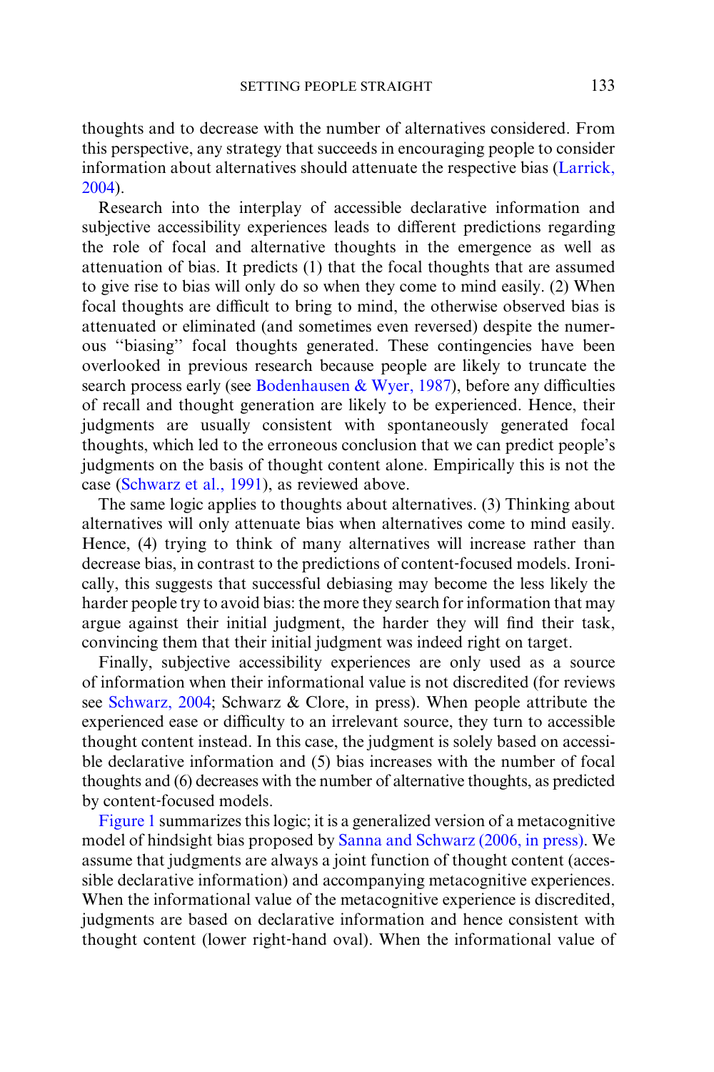thoughts and to decrease with the number of alternatives considered. From this perspective, any strategy that succeeds in encouraging people to consider information about alternatives should attenuate the respective bias (Larrick, 2004).

Research into the interplay of accessible declarative information and subjective accessibility experiences leads to different predictions regarding the role of focal and alternative thoughts in the emergence as well as attenuation of bias. It predicts (1) that the focal thoughts that are assumed to give rise to bias will only do so when they come to mind easily. (2) When focal thoughts are difficult to bring to mind, the otherwise observed bias is attenuated or eliminated (and sometimes even reversed) despite the numerous ''biasing'' focal thoughts generated. These contingencies have been overlooked in previous research because people are likely to truncate the search process early (see Bodenhausen & Wyer, 1987), before any difficulties of recall and thought generation are likely to be experienced. Hence, their judgments are usually consistent with spontaneously generated focal thoughts, which led to the erroneous conclusion that we can predict people's judgments on the basis of thought content alone. Empirically this is not the case (Schwarz et al., 1991), as reviewed above.

The same logic applies to thoughts about alternatives. (3) Thinking about alternatives will only attenuate bias when alternatives come to mind easily. Hence, (4) trying to think of many alternatives will increase rather than decrease bias, in contrast to the predictions of content-focused models. Ironically, this suggests that successful debiasing may become the less likely the harder people try to avoid bias: the more they search for information that may argue against their initial judgment, the harder they will find their task, convincing them that their initial judgment was indeed right on target.

Finally, subjective accessibility experiences are only used as a source of information when their informational value is not discredited (for reviews see Schwarz, 2004; Schwarz & Clore, in press). When people attribute the experienced ease or difficulty to an irrelevant source, they turn to accessible thought content instead. In this case, the judgment is solely based on accessible declarative information and (5) bias increases with the number of focal thoughts and (6) decreases with the number of alternative thoughts, as predicted by content-focused models.

Figure 1 summarizes this logic; it is a generalized version of a metacognitive model of hindsight bias proposed by Sanna and Schwarz (2006, in press). We assume that judgments are always a joint function of thought content (accessible declarative information) and accompanying metacognitive experiences. When the informational value of the metacognitive experience is discredited, judgments are based on declarative information and hence consistent with thought content (lower right-hand oval). When the informational value of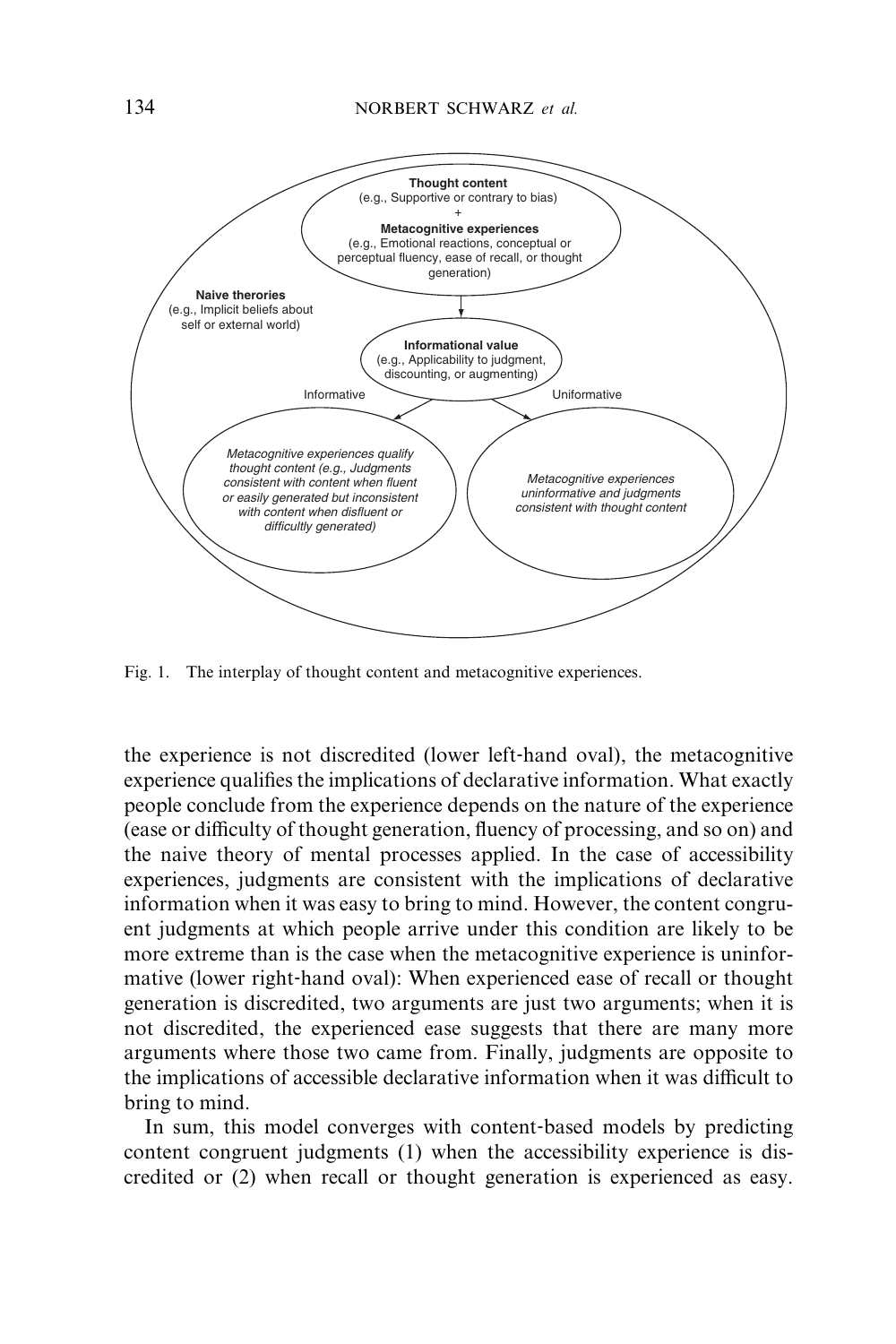Thought content
(e.g., Supportive or contrary to bias)
+
Metacognitive experiences
(e.g., Emotional reactions, conceptual or perceptual fluency, ease of recall, or thought generation)

Naive therories
(e.g., Implicit beliefs about self or external world)

Informational value
(e.g., Applicability to judgment, discounting, or augmenting)

Informative

Uniformative

*Metacognitive experiences qualify thought content (e.g., Judgments consistent with content when fluent or easily generated but inconsistent with content when disfluent or difficultly generated)*

*Metacognitive experiences uninformative and judgments consistent with thought content*

Fig. 1. The interplay of thought content and metacognitive experiences.

the experience is not discredited (lower left-hand oval), the metacognitive experience qualifies the implications of declarative information. What exactly people conclude from the experience depends on the nature of the experience (ease or difficulty of thought generation, fluency of processing, and so on) and the naive theory of mental processes applied. In the case of accessibility experiences, judgments are consistent with the implications of declarative information when it was easy to bring to mind. However, the content congruent judgments at which people arrive under this condition are likely to be more extreme than is the case when the metacognitive experience is uninformative (lower right-hand oval): When experienced ease of recall or thought generation is discredited, two arguments are just two arguments; when it is not discredited, the experienced ease suggests that there are many more arguments where those two came from. Finally, judgments are opposite to the implications of accessible declarative information when it was difficult to bring to mind.

In sum, this model converges with content-based models by predicting content congruent judgments (1) when the accessibility experience is discredited or (2) when recall or thought generation is experienced as easy.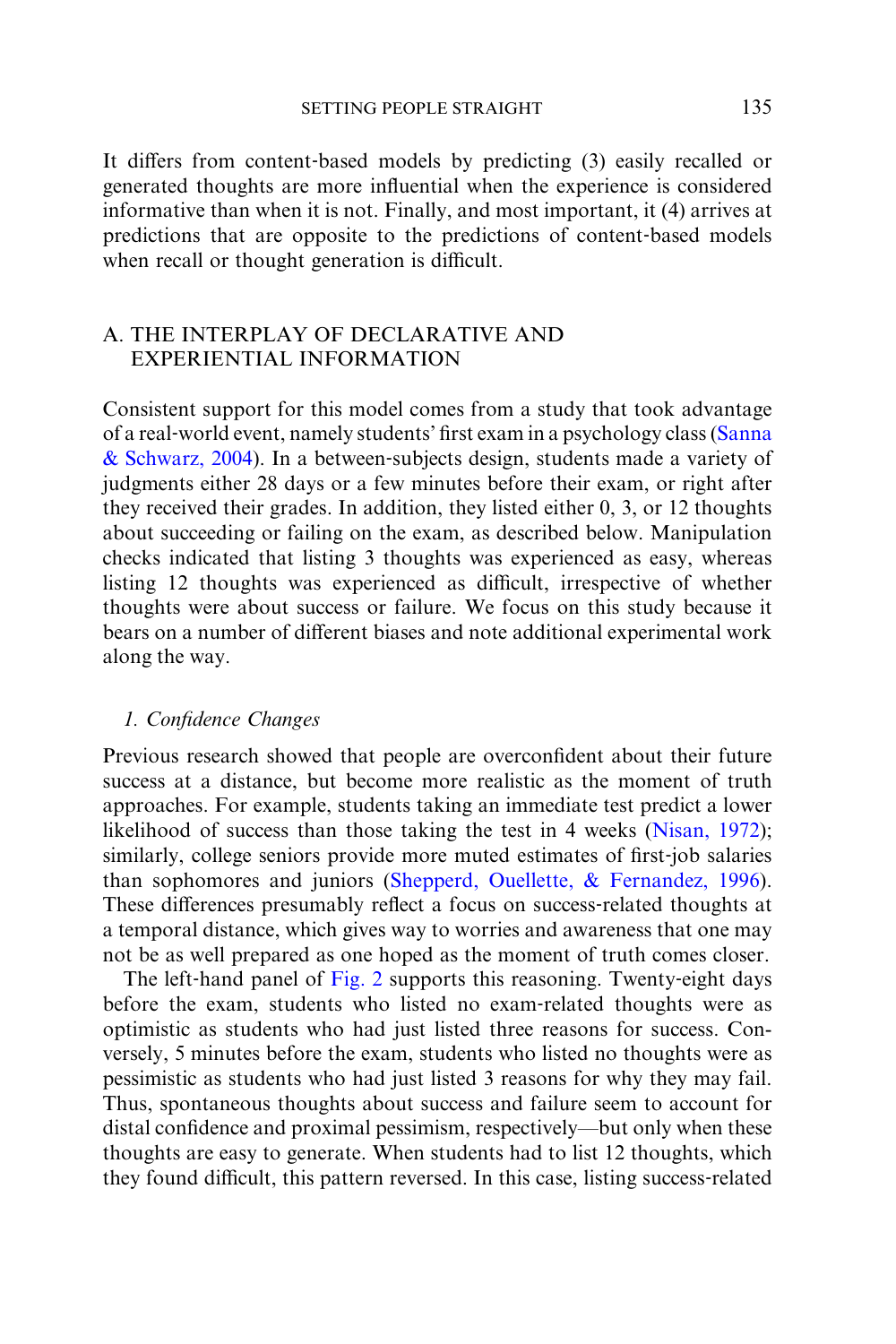It differs from content-based models by predicting (3) easily recalled or generated thoughts are more influential when the experience is considered informative than when it is not. Finally, and most important, it (4) arrives at predictions that are opposite to the predictions of content-based models when recall or thought generation is difficult.

## A. THE INTERPLAY OF DECLARATIVE AND EXPERIENTIAL INFORMATION

Consistent support for this model comes from a study that took advantage of a real-world event, namely students' first exam in a psychology class (Sanna & Schwarz, 2004). In a between-subjects design, students made a variety of judgments either 28 days or a few minutes before their exam, or right after they received their grades. In addition, they listed either 0, 3, or 12 thoughts about succeeding or failing on the exam, as described below. Manipulation checks indicated that listing 3 thoughts was experienced as easy, whereas listing 12 thoughts was experienced as difficult, irrespective of whether thoughts were about success or failure. We focus on this study because it bears on a number of different biases and note additional experimental work along the way.

### *1. Confidence Changes*

Previous research showed that people are overconfident about their future success at a distance, but become more realistic as the moment of truth approaches. For example, students taking an immediate test predict a lower likelihood of success than those taking the test in 4 weeks (Nisan, 1972); similarly, college seniors provide more muted estimates of first-job salaries than sophomores and juniors (Shepperd, Ouellette, & Fernandez, 1996). These differences presumably reflect a focus on success-related thoughts at a temporal distance, which gives way to worries and awareness that one may not be as well prepared as one hoped as the moment of truth comes closer.

The left-hand panel of Fig. 2 supports this reasoning. Twenty-eight days before the exam, students who listed no exam-related thoughts were as optimistic as students who had just listed three reasons for success. Conversely, 5 minutes before the exam, students who listed no thoughts were as pessimistic as students who had just listed 3 reasons for why they may fail. Thus, spontaneous thoughts about success and failure seem to account for distal confidence and proximal pessimism, respectively—but only when these thoughts are easy to generate. When students had to list 12 thoughts, which they found difficult, this pattern reversed. In this case, listing success-related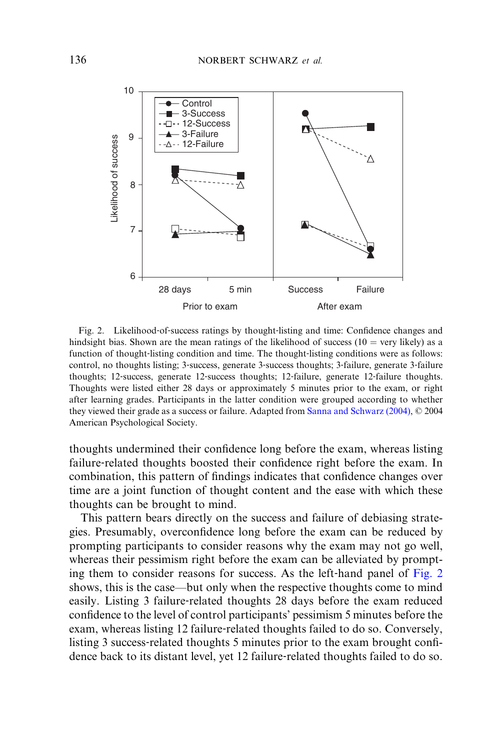Fig. 2. Likelihood-of-success ratings by thought-listing and time: Confidence changes and hindsight bias. Shown are the mean ratings of the likelihood of success (10 = very likely) as a function of thought-listing condition and time. The thought-listing conditions were as follows: control, no thoughts listing; 3-success, generate 3-success thoughts; 3-failure, generate 3-failure thoughts; 12-success, generate 12-success thoughts; 12-failure, generate 12-failure thoughts. Thoughts were listed either 28 days or approximately 5 minutes prior to the exam, or right after learning grades. Participants in the latter condition were grouped according to whether they viewed their grade as a success or failure. Adapted from Sanna and Schwarz (2004), © 2004 American Psychological Society.

thoughts undermined their confidence long before the exam, whereas listing failure-related thoughts boosted their confidence right before the exam. In combination, this pattern of findings indicates that confidence changes over time are a joint function of thought content and the ease with which these thoughts can be brought to mind.

This pattern bears directly on the success and failure of debiasing strategies. Presumably, overconfidence long before the exam can be reduced by prompting participants to consider reasons why the exam may not go well, whereas their pessimism right before the exam can be alleviated by prompting them to consider reasons for success. As the left-hand panel of Fig. 2 shows, this is the case—but only when the respective thoughts come to mind easily. Listing 3 failure-related thoughts 28 days before the exam reduced confidence to the level of control participants' pessimism 5 minutes before the exam, whereas listing 12 failure-related thoughts failed to do so. Conversely, listing 3 success-related thoughts 5 minutes prior to the exam brought confidence back to its distant level, yet 12 failure-related thoughts failed to do so.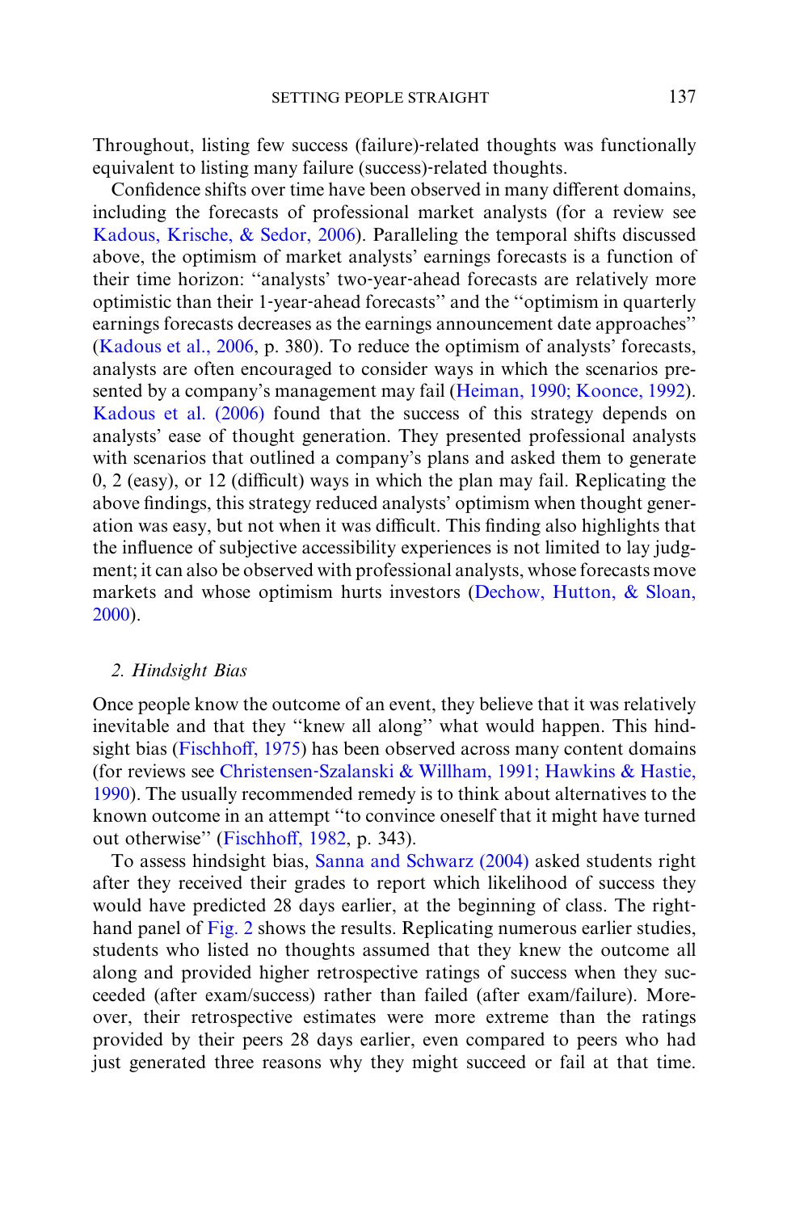Throughout, listing few success (failure)-related thoughts was functionally equivalent to listing many failure (success)-related thoughts.

Confidence shifts over time have been observed in many different domains, including the forecasts of professional market analysts (for a review see Kadous, Krische, & Sedor, 2006). Paralleling the temporal shifts discussed above, the optimism of market analysts' earnings forecasts is a function of their time horizon: ''analysts' two-year-ahead forecasts are relatively more optimistic than their 1-year-ahead forecasts'' and the ''optimism in quarterly earnings forecasts decreases as the earnings announcement date approaches'' (Kadous et al., 2006, p. 380). To reduce the optimism of analysts' forecasts, analysts are often encouraged to consider ways in which the scenarios presented by a company's management may fail (Heiman, 1990; Koonce, 1992). Kadous et al. (2006) found that the success of this strategy depends on analysts' ease of thought generation. They presented professional analysts with scenarios that outlined a company's plans and asked them to generate 0, 2 (easy), or 12 (difficult) ways in which the plan may fail. Replicating the above findings, this strategy reduced analysts' optimism when thought generation was easy, but not when it was difficult. This finding also highlights that the influence of subjective accessibility experiences is not limited to lay judgment; it can also be observed with professional analysts, whose forecasts move markets and whose optimism hurts investors (Dechow, Hutton, & Sloan, 2000).

### 2. *Hindsight Bias*

Once people know the outcome of an event, they believe that it was relatively inevitable and that they ''knew all along'' what would happen. This hindsight bias (Fischhoff, 1975) has been observed across many content domains (for reviews see Christensen-Szalanski & Willham, 1991; Hawkins & Hastie, 1990). The usually recommended remedy is to think about alternatives to the known outcome in an attempt ''to convince oneself that it might have turned out otherwise'' (Fischhoff, 1982, p. 343).

To assess hindsight bias, Sanna and Schwarz (2004) asked students right after they received their grades to report which likelihood of success they would have predicted 28 days earlier, at the beginning of class. The right-hand panel of Fig. 2 shows the results. Replicating numerous earlier studies, students who listed no thoughts assumed that they knew the outcome all along and provided higher retrospective ratings of success when they succeeded (after exam/success) rather than failed (after exam/failure). Moreover, their retrospective estimates were more extreme than the ratings provided by their peers 28 days earlier, even compared to peers who had just generated three reasons why they might succeed or fail at that time.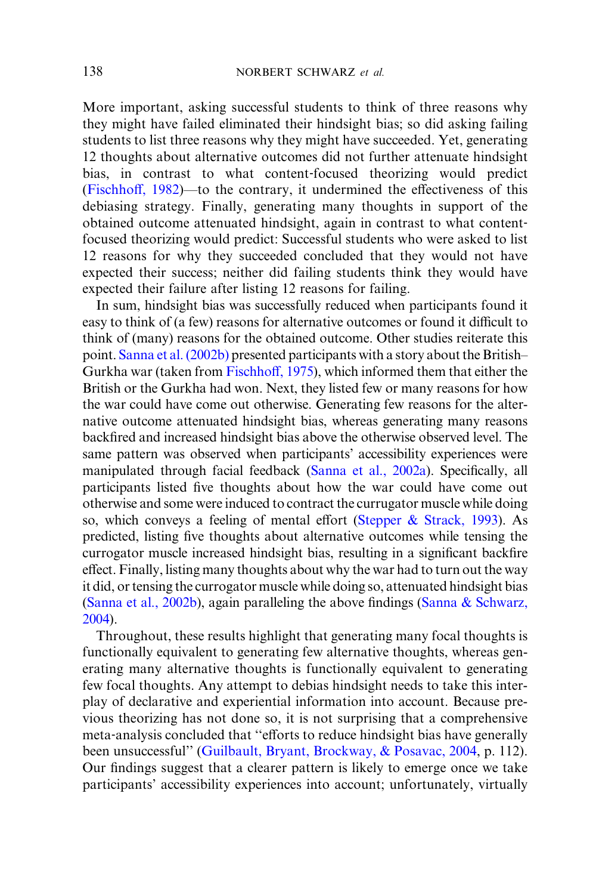More important, asking successful students to think of three reasons why they might have failed eliminated their hindsight bias; so did asking failing students to list three reasons why they might have succeeded. Yet, generating 12 thoughts about alternative outcomes did not further attenuate hindsight bias, in contrast to what content-focused theorizing would predict (Fischhoff, 1982)—to the contrary, it undermined the effectiveness of this debiasing strategy. Finally, generating many thoughts in support of the obtained outcome attenuated hindsight, again in contrast to what content-focused theorizing would predict: Successful students who were asked to list 12 reasons for why they succeeded concluded that they would not have expected their success; neither did failing students think they would have expected their failure after listing 12 reasons for failing.

In sum, hindsight bias was successfully reduced when participants found it easy to think of (a few) reasons for alternative outcomes or found it difficult to think of (many) reasons for the obtained outcome. Other studies reiterate this point. Sanna et al. (2002b) presented participants with a story about the British–Gurkha war (taken from Fischhoff, 1975), which informed them that either the British or the Gurkha had won. Next, they listed few or many reasons for how the war could have come out otherwise. Generating few reasons for the alternative outcome attenuated hindsight bias, whereas generating many reasons backfired and increased hindsight bias above the otherwise observed level. The same pattern was observed when participants' accessibility experiences were manipulated through facial feedback (Sanna et al., 2002a). Specifically, all participants listed five thoughts about how the war could have come out otherwise and some were induced to contract the currugator muscle while doing so, which conveys a feeling of mental effort (Stepper & Strack, 1993). As predicted, listing five thoughts about alternative outcomes while tensing the currogator muscle increased hindsight bias, resulting in a significant backfire effect. Finally, listing many thoughts about why the war had to turn out the way it did, or tensing the currogator muscle while doing so, attenuated hindsight bias (Sanna et al., 2002b), again paralleling the above findings (Sanna & Schwarz, 2004).

Throughout, these results highlight that generating many focal thoughts is functionally equivalent to generating few alternative thoughts, whereas generating many alternative thoughts is functionally equivalent to generating few focal thoughts. Any attempt to debias hindsight needs to take this interplay of declarative and experiential information into account. Because previous theorizing has not done so, it is not surprising that a comprehensive meta-analysis concluded that ''efforts to reduce hindsight bias have generally been unsuccessful'' (Guilbault, Bryant, Brockway, & Posavac, 2004, p. 112). Our findings suggest that a clearer pattern is likely to emerge once we take participants' accessibility experiences into account; unfortunately, virtually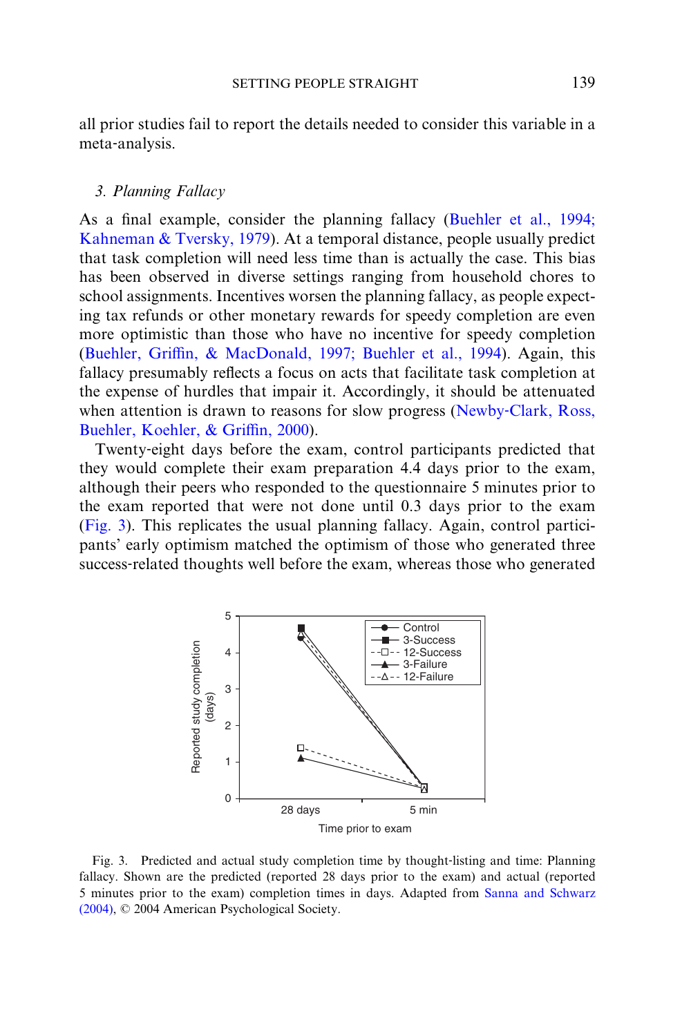all prior studies fail to report the details needed to consider this variable in a meta-analysis.

### *3. Planning Fallacy*

As a final example, consider the planning fallacy (Buehler et al., 1994; Kahneman & Tversky, 1979). At a temporal distance, people usually predict that task completion will need less time than is actually the case. This bias has been observed in diverse settings ranging from household chores to school assignments. Incentives worsen the planning fallacy, as people expecting tax refunds or other monetary rewards for speedy completion are even more optimistic than those who have no incentive for speedy completion (Buehler, Griffin, & MacDonald, 1997; Buehler et al., 1994). Again, this fallacy presumably reflects a focus on acts that facilitate task completion at the expense of hurdles that impair it. Accordingly, it should be attenuated when attention is drawn to reasons for slow progress (Newby-Clark, Ross, Buehler, Koehler, & Griffin, 2000).

Twenty-eight days before the exam, control participants predicted that they would complete their exam preparation 4.4 days prior to the exam, although their peers who responded to the questionnaire 5 minutes prior to the exam reported that were not done until 0.3 days prior to the exam (Fig. 3). This replicates the usual planning fallacy. Again, control participants' early optimism matched the optimism of those who generated three success-related thoughts well before the exam, whereas those who generated

Fig. 3. Predicted and actual study completion time by thought-listing and time: Planning fallacy. Shown are the predicted (reported 28 days prior to the exam) and actual (reported 5 minutes prior to the exam) completion times in days. Adapted from Sanna and Schwarz (2004), © 2004 American Psychological Society.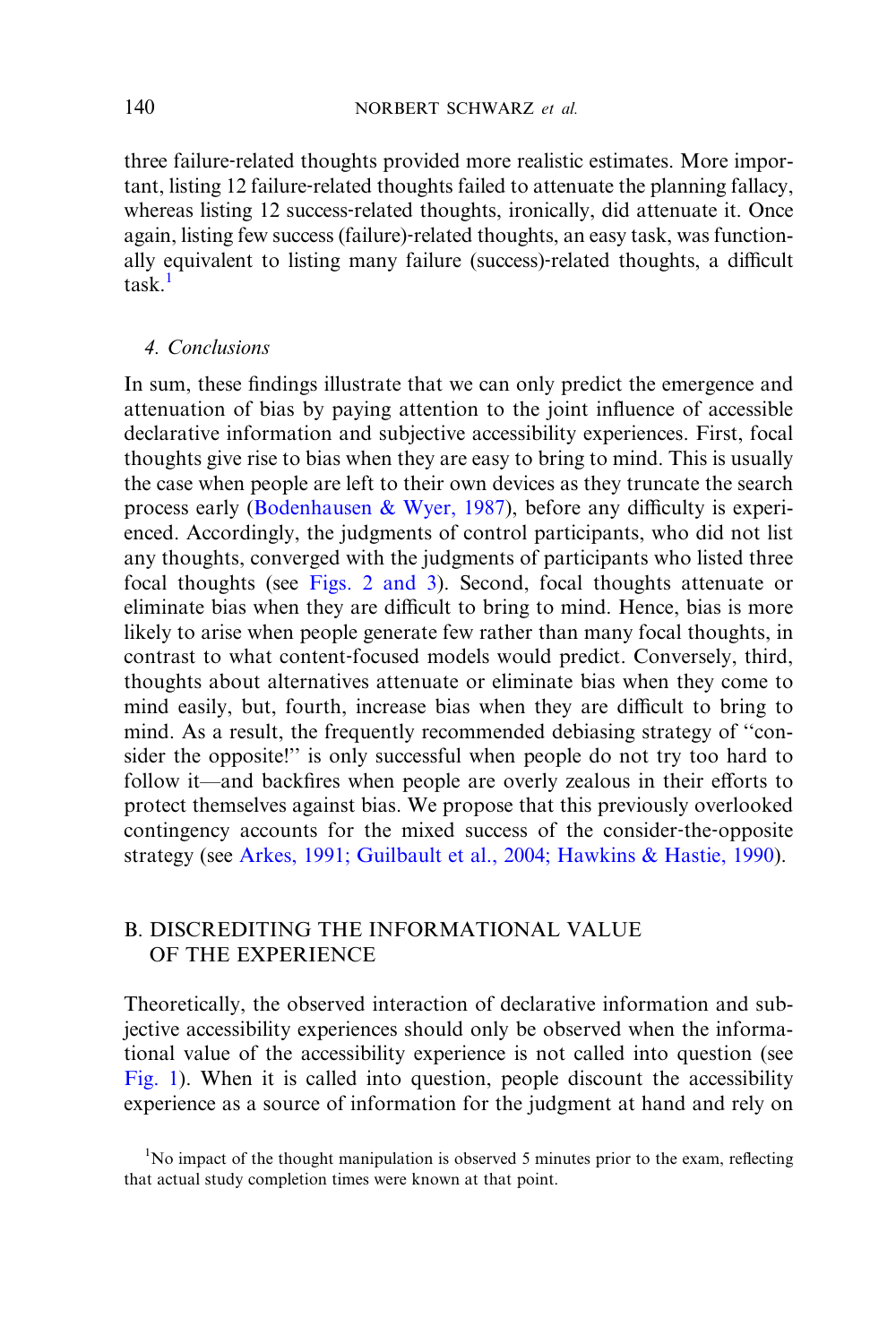three failure-related thoughts provided more realistic estimates. More important, listing 12 failure-related thoughts failed to attenuate the planning fallacy, whereas listing 12 success-related thoughts, ironically, did attenuate it. Once again, listing few success (failure)-related thoughts, an easy task, was functionally equivalent to listing many failure (success)-related thoughts, a difficult task.[1]

### 4. Conclusions

In sum, these findings illustrate that we can only predict the emergence and attenuation of bias by paying attention to the joint influence of accessible declarative information and subjective accessibility experiences. First, focal thoughts give rise to bias when they are easy to bring to mind. This is usually the case when people are left to their own devices as they truncate the search process early (Bodenhausen & Wyer, 1987), before any difficulty is experienced. Accordingly, the judgments of control participants, who did not list any thoughts, converged with the judgments of participants who listed three focal thoughts (see Figs. 2 and 3). Second, focal thoughts attenuate or eliminate bias when they are difficult to bring to mind. Hence, bias is more likely to arise when people generate few rather than many focal thoughts, in contrast to what content-focused models would predict. Conversely, third, thoughts about alternatives attenuate or eliminate bias when they come to mind easily, but, fourth, increase bias when they are difficult to bring to mind. As a result, the frequently recommended debiasing strategy of "consider the opposite!" is only successful when people do not try too hard to follow it—and backfires when people are overly zealous in their efforts to protect themselves against bias. We propose that this previously overlooked contingency accounts for the mixed success of the consider-the-opposite strategy (see Arkes, 1991; Guilbault et al., 2004; Hawkins & Hastie, 1990).

## B. DISCREDITING THE INFORMATIONAL VALUE OF THE EXPERIENCE

Theoretically, the observed interaction of declarative information and subjective accessibility experiences should only be observed when the informational value of the accessibility experience is not called into question (see Fig. 1). When it is called into question, people discount the accessibility experience as a source of information for the judgment at hand and rely on

[1]No impact of the thought manipulation is observed 5 minutes prior to the exam, reflecting that actual study completion times were known at that point.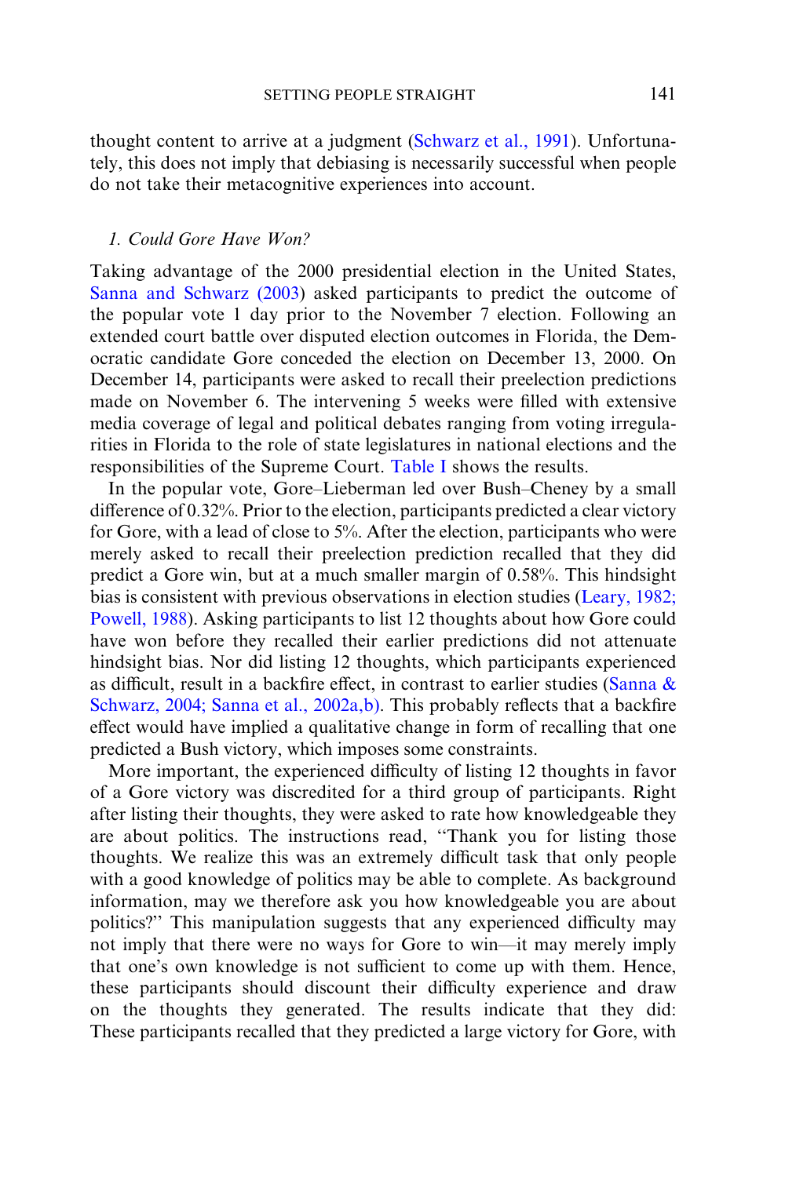thought content to arrive at a judgment (Schwarz et al., 1991). Unfortunately, this does not imply that debiasing is necessarily successful when people do not take their metacognitive experiences into account.

### *1. Could Gore Have Won?*

Taking advantage of the 2000 presidential election in the United States, Sanna and Schwarz (2003) asked participants to predict the outcome of the popular vote 1 day prior to the November 7 election. Following an extended court battle over disputed election outcomes in Florida, the Democratic candidate Gore conceded the election on December 13, 2000. On December 14, participants were asked to recall their preelection predictions made on November 6. The intervening 5 weeks were filled with extensive media coverage of legal and political debates ranging from voting irregularities in Florida to the role of state legislatures in national elections and the responsibilities of the Supreme Court. Table I shows the results.

In the popular vote, Gore–Lieberman led over Bush–Cheney by a small difference of 0.32%. Prior to the election, participants predicted a clear victory for Gore, with a lead of close to 5%. After the election, participants who were merely asked to recall their preelection prediction recalled that they did predict a Gore win, but at a much smaller margin of 0.58%. This hindsight bias is consistent with previous observations in election studies (Leary, 1982; Powell, 1988). Asking participants to list 12 thoughts about how Gore could have won before they recalled their earlier predictions did not attenuate hindsight bias. Nor did listing 12 thoughts, which participants experienced as difficult, result in a backfire effect, in contrast to earlier studies (Sanna & Schwarz, 2004; Sanna et al., 2002a,b). This probably reflects that a backfire effect would have implied a qualitative change in form of recalling that one predicted a Bush victory, which imposes some constraints.

More important, the experienced difficulty of listing 12 thoughts in favor of a Gore victory was discredited for a third group of participants. Right after listing their thoughts, they were asked to rate how knowledgeable they are about politics. The instructions read, "Thank you for listing those thoughts. We realize this was an extremely difficult task that only people with a good knowledge of politics may be able to complete. As background information, may we therefore ask you how knowledgeable you are about politics?" This manipulation suggests that any experienced difficulty may not imply that there were no ways for Gore to win—it may merely imply that one's own knowledge is not sufficient to come up with them. Hence, these participants should discount their difficulty experience and draw on the thoughts they generated. The results indicate that they did: These participants recalled that they predicted a large victory for Gore, with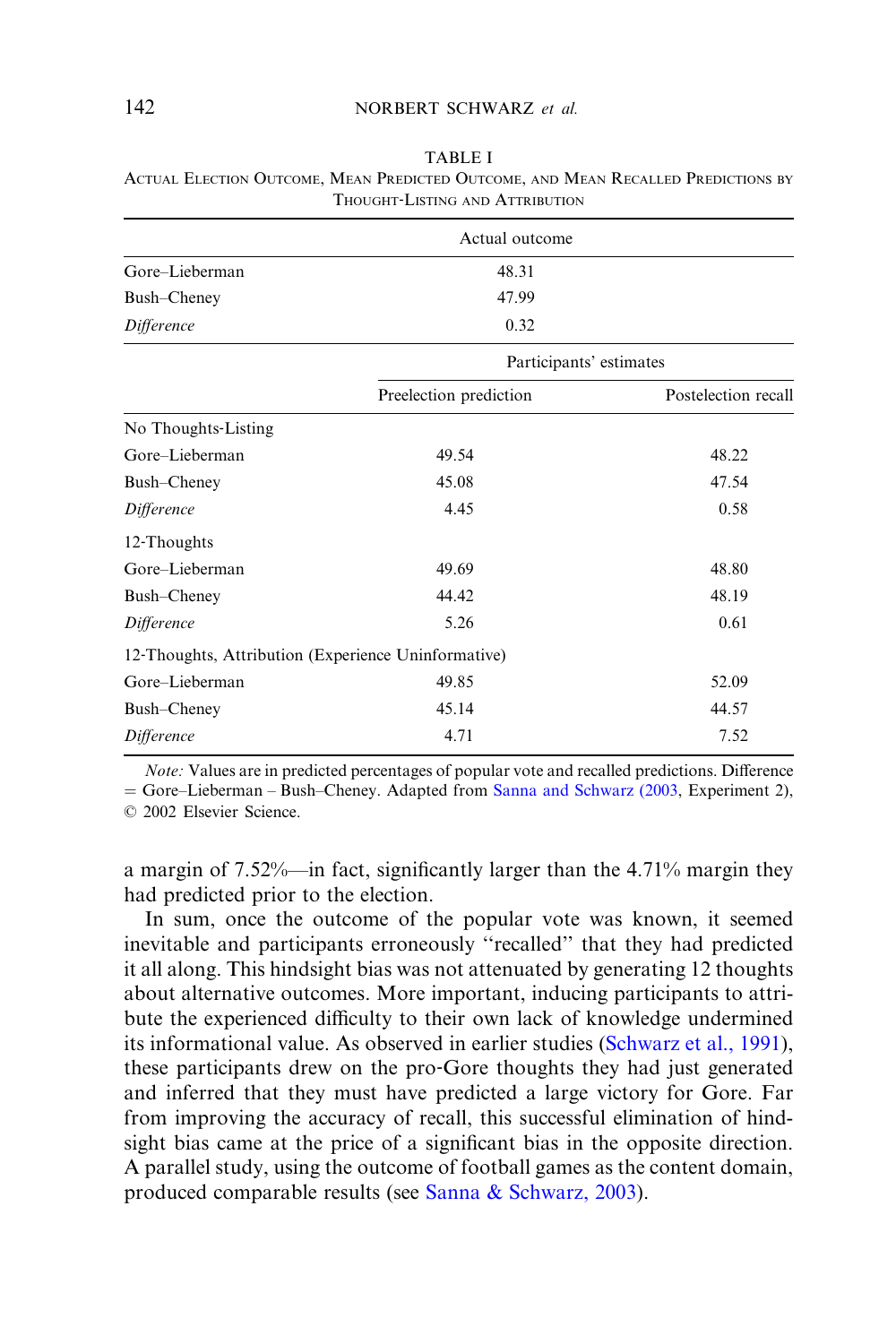TABLE I

ACTUAL ELECTION OUTCOME, MEAN PREDICTED OUTCOME, AND MEAN RECALLED PREDICTIONS BY THOUGHT-LISTING AND ATTRIBUTION

| | Actual outcome | |
|---|---|---|
| Gore–Lieberman | 48.31 | |
| Bush–Cheney | 47.99 | |
| *Difference* | 0.32 | |
| | Participants' estimates | |
| | Preelection prediction | Postelection recall |
| No Thoughts-Listing | | |
| Gore–Lieberman | 49.54 | 48.22 |
| Bush–Cheney | 45.08 | 47.54 |
| *Difference* | 4.45 | 0.58 |
| 12-Thoughts | | |
| Gore–Lieberman | 49.69 | 48.80 |
| Bush–Cheney | 44.42 | 48.19 |
| *Difference* | 5.26 | 0.61 |
| 12-Thoughts, Attribution (Experience Uninformative) | | |
| Gore–Lieberman | 49.85 | 52.09 |
| Bush–Cheney | 45.14 | 44.57 |
| *Difference* | 4.71 | 7.52 |

*Note:* Values are in predicted percentages of popular vote and recalled predictions. Difference = Gore–Lieberman – Bush–Cheney. Adapted from Sanna and Schwarz (2003, Experiment 2), © 2002 Elsevier Science.

a margin of 7.52%—in fact, significantly larger than the 4.71% margin they had predicted prior to the election.

In sum, once the outcome of the popular vote was known, it seemed inevitable and participants erroneously "recalled" that they had predicted it all along. This hindsight bias was not attenuated by generating 12 thoughts about alternative outcomes. More important, inducing participants to attribute the experienced difficulty to their own lack of knowledge undermined its informational value. As observed in earlier studies (Schwarz et al., 1991), these participants drew on the pro-Gore thoughts they had just generated and inferred that they must have predicted a large victory for Gore. Far from improving the accuracy of recall, this successful elimination of hindsight bias came at the price of a significant bias in the opposite direction. A parallel study, using the outcome of football games as the content domain, produced comparable results (see Sanna & Schwarz, 2003).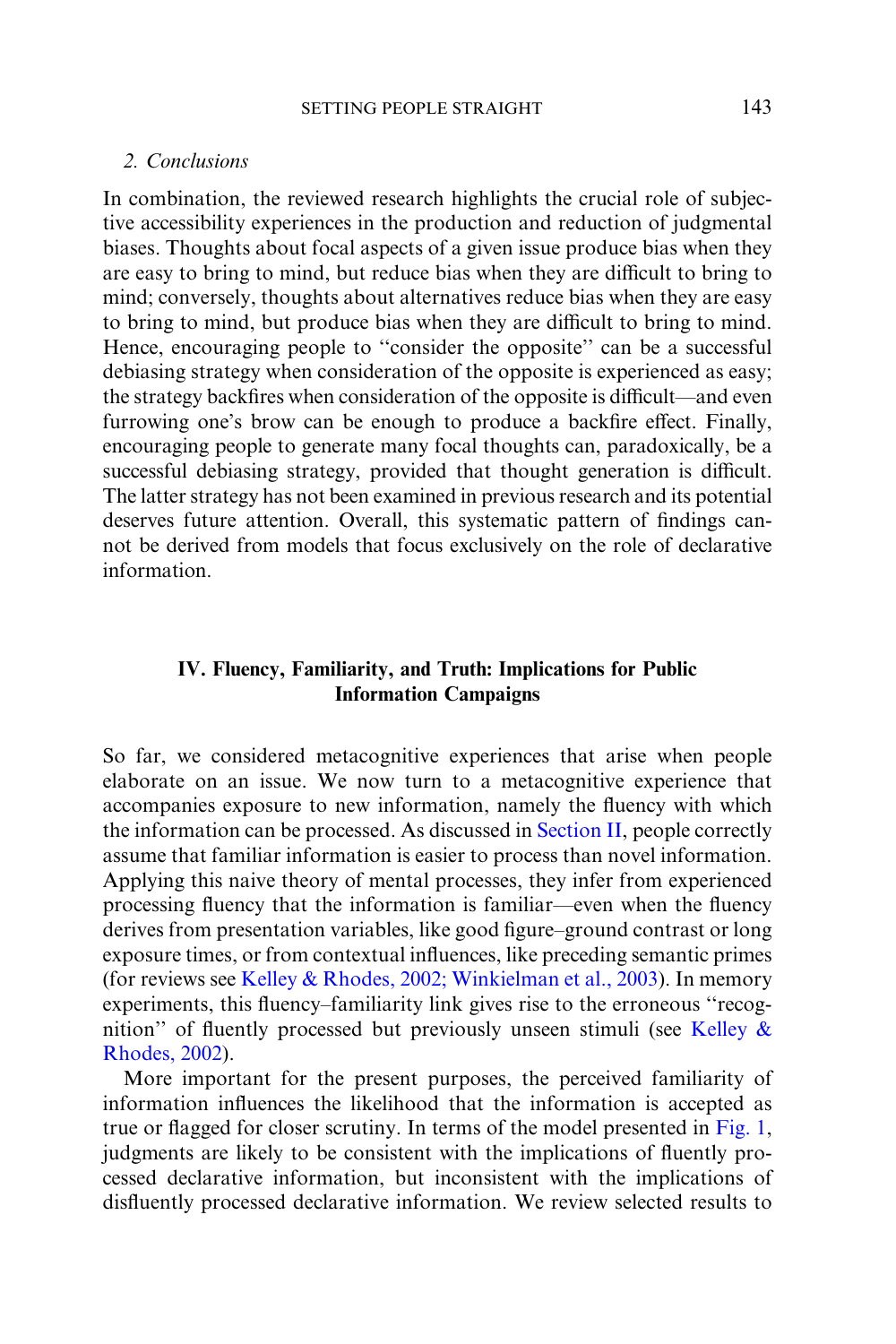### 2. Conclusions

In combination, the reviewed research highlights the crucial role of subjective accessibility experiences in the production and reduction of judgmental biases. Thoughts about focal aspects of a given issue produce bias when they are easy to bring to mind, but reduce bias when they are difficult to bring to mind; conversely, thoughts about alternatives reduce bias when they are easy to bring to mind, but produce bias when they are difficult to bring to mind. Hence, encouraging people to ''consider the opposite'' can be a successful debiasing strategy when consideration of the opposite is experienced as easy; the strategy backfires when consideration of the opposite is difficult—and even furrowing one's brow can be enough to produce a backfire effect. Finally, encouraging people to generate many focal thoughts can, paradoxically, be a successful debiasing strategy, provided that thought generation is difficult. The latter strategy has not been examined in previous research and its potential deserves future attention. Overall, this systematic pattern of findings cannot be derived from models that focus exclusively on the role of declarative information.

## IV. Fluency, Familiarity, and Truth: Implications for Public Information Campaigns

So far, we considered metacognitive experiences that arise when people elaborate on an issue. We now turn to a metacognitive experience that accompanies exposure to new information, namely the fluency with which the information can be processed. As discussed in Section II, people correctly assume that familiar information is easier to process than novel information. Applying this naive theory of mental processes, they infer from experienced processing fluency that the information is familiar—even when the fluency derives from presentation variables, like good figure–ground contrast or long exposure times, or from contextual influences, like preceding semantic primes (for reviews see Kelley & Rhodes, 2002; Winkielman et al., 2003). In memory experiments, this fluency–familiarity link gives rise to the erroneous ''recognition'' of fluently processed but previously unseen stimuli (see Kelley & Rhodes, 2002).

More important for the present purposes, the perceived familiarity of information influences the likelihood that the information is accepted as true or flagged for closer scrutiny. In terms of the model presented in Fig. 1, judgments are likely to be consistent with the implications of fluently processed declarative information, but inconsistent with the implications of disfluently processed declarative information. We review selected results to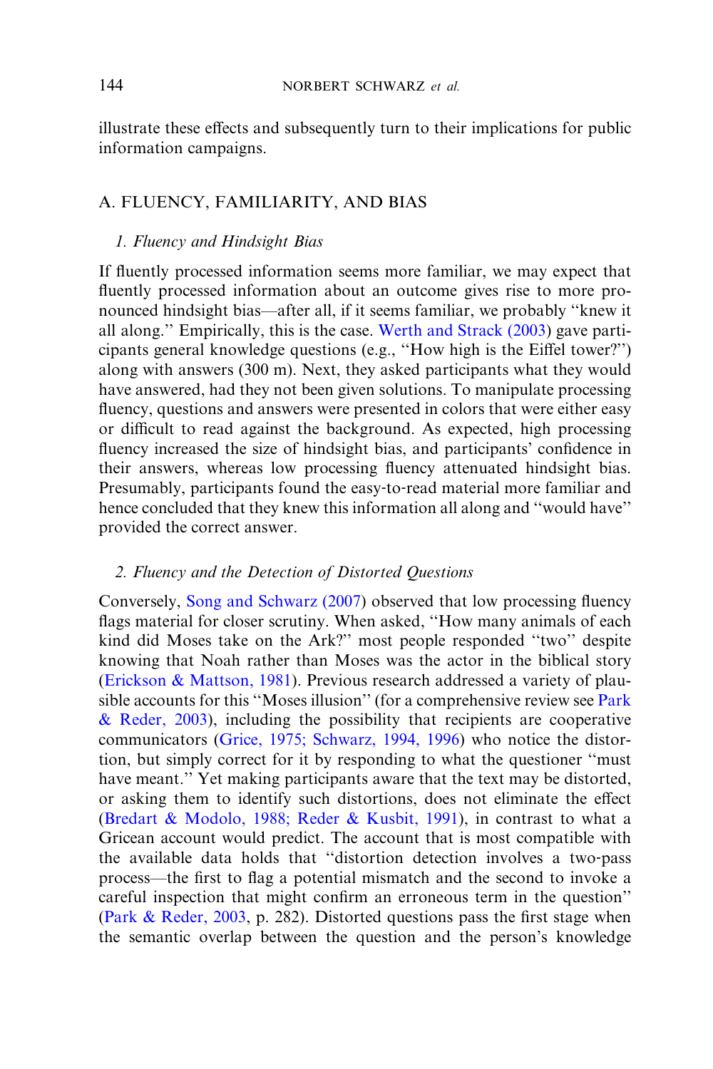illustrate these effects and subsequently turn to their implications for public information campaigns.

## A. FLUENCY, FAMILIARITY, AND BIAS

### *1. Fluency and Hindsight Bias*

If fluently processed information seems more familiar, we may expect that fluently processed information about an outcome gives rise to more pronounced hindsight bias—after all, if it seems familiar, we probably ''knew it all along.'' Empirically, this is the case. Werth and Strack (2003) gave participants general knowledge questions (e.g., ''How high is the Eiffel tower?'') along with answers (300 m). Next, they asked participants what they would have answered, had they not been given solutions. To manipulate processing fluency, questions and answers were presented in colors that were either easy or difficult to read against the background. As expected, high processing fluency increased the size of hindsight bias, and participants' confidence in their answers, whereas low processing fluency attenuated hindsight bias. Presumably, participants found the easy-to-read material more familiar and hence concluded that they knew this information all along and ''would have'' provided the correct answer.

### *2. Fluency and the Detection of Distorted Questions*

Conversely, Song and Schwarz (2007) observed that low processing fluency flags material for closer scrutiny. When asked, ''How many animals of each kind did Moses take on the Ark?'' most people responded ''two'' despite knowing that Noah rather than Moses was the actor in the biblical story (Erickson & Mattson, 1981). Previous research addressed a variety of plausible accounts for this ''Moses illusion'' (for a comprehensive review see Park & Reder, 2003), including the possibility that recipients are cooperative communicators (Grice, 1975; Schwarz, 1994, 1996) who notice the distortion, but simply correct for it by responding to what the questioner ''must have meant.'' Yet making participants aware that the text may be distorted, or asking them to identify such distortions, does not eliminate the effect (Bredart & Modolo, 1988; Reder & Kusbit, 1991), in contrast to what a Gricean account would predict. The account that is most compatible with the available data holds that ''distortion detection involves a two-pass process—the first to flag a potential mismatch and the second to invoke a careful inspection that might confirm an erroneous term in the question'' (Park & Reder, 2003, p. 282). Distorted questions pass the first stage when the semantic overlap between the question and the person's knowledge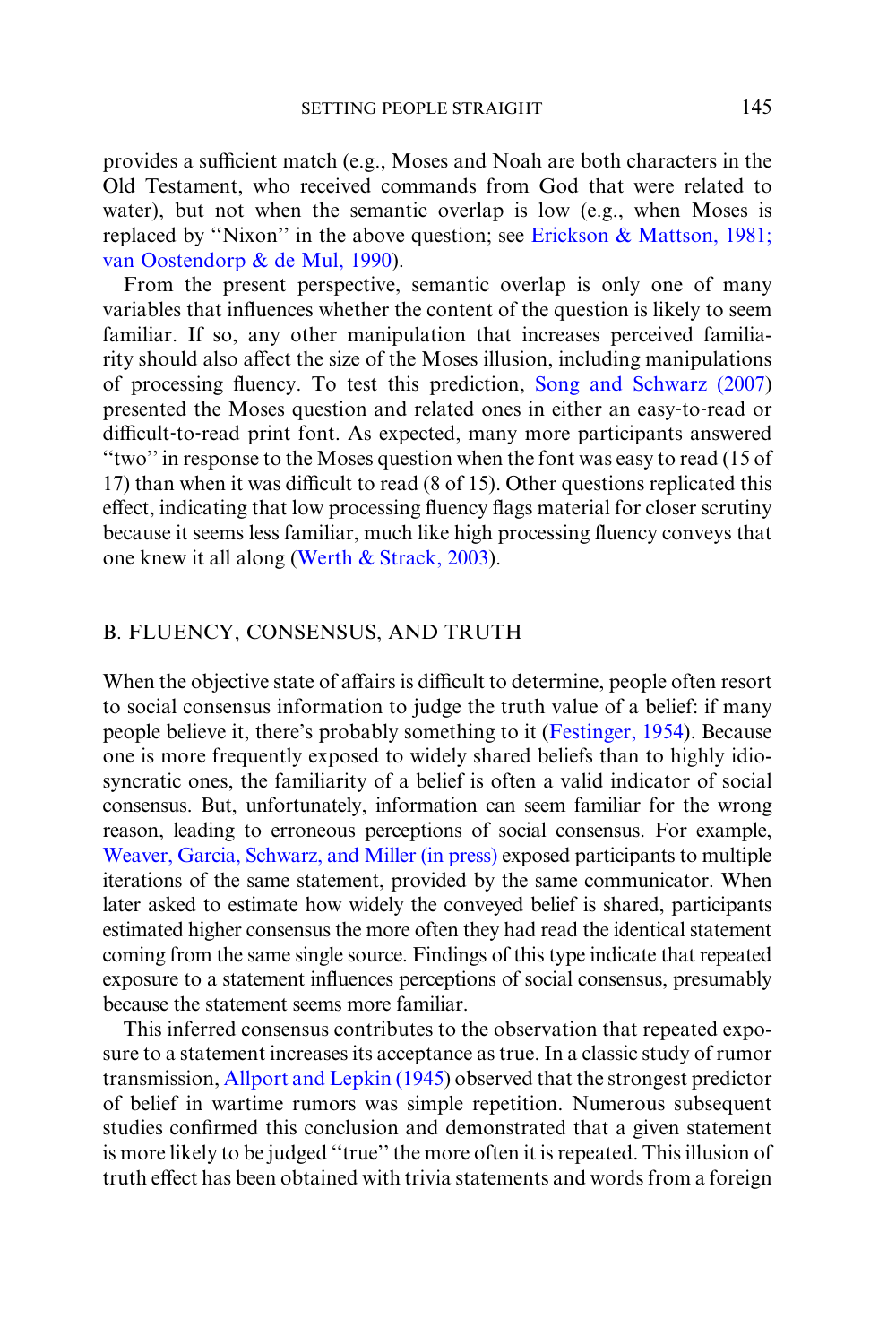provides a sufficient match (e.g., Moses and Noah are both characters in the Old Testament, who received commands from God that were related to water), but not when the semantic overlap is low (e.g., when Moses is replaced by ''Nixon'' in the above question; see Erickson & Mattson, 1981; van Oostendorp & de Mul, 1990).

From the present perspective, semantic overlap is only one of many variables that influences whether the content of the question is likely to seem familiar. If so, any other manipulation that increases perceived familiarity should also affect the size of the Moses illusion, including manipulations of processing fluency. To test this prediction, Song and Schwarz (2007) presented the Moses question and related ones in either an easy-to-read or difficult-to-read print font. As expected, many more participants answered ''two'' in response to the Moses question when the font was easy to read (15 of 17) than when it was difficult to read (8 of 15). Other questions replicated this effect, indicating that low processing fluency flags material for closer scrutiny because it seems less familiar, much like high processing fluency conveys that one knew it all along (Werth & Strack, 2003).

## B. FLUENCY, CONSENSUS, AND TRUTH

When the objective state of affairs is difficult to determine, people often resort to social consensus information to judge the truth value of a belief: if many people believe it, there's probably something to it (Festinger, 1954). Because one is more frequently exposed to widely shared beliefs than to highly idiosyncratic ones, the familiarity of a belief is often a valid indicator of social consensus. But, unfortunately, information can seem familiar for the wrong reason, leading to erroneous perceptions of social consensus. For example, Weaver, Garcia, Schwarz, and Miller (in press) exposed participants to multiple iterations of the same statement, provided by the same communicator. When later asked to estimate how widely the conveyed belief is shared, participants estimated higher consensus the more often they had read the identical statement coming from the same single source. Findings of this type indicate that repeated exposure to a statement influences perceptions of social consensus, presumably because the statement seems more familiar.

This inferred consensus contributes to the observation that repeated exposure to a statement increases its acceptance as true. In a classic study of rumor transmission, Allport and Lepkin (1945) observed that the strongest predictor of belief in wartime rumors was simple repetition. Numerous subsequent studies confirmed this conclusion and demonstrated that a given statement is more likely to be judged ''true'' the more often it is repeated. This illusion of truth effect has been obtained with trivia statements and words from a foreign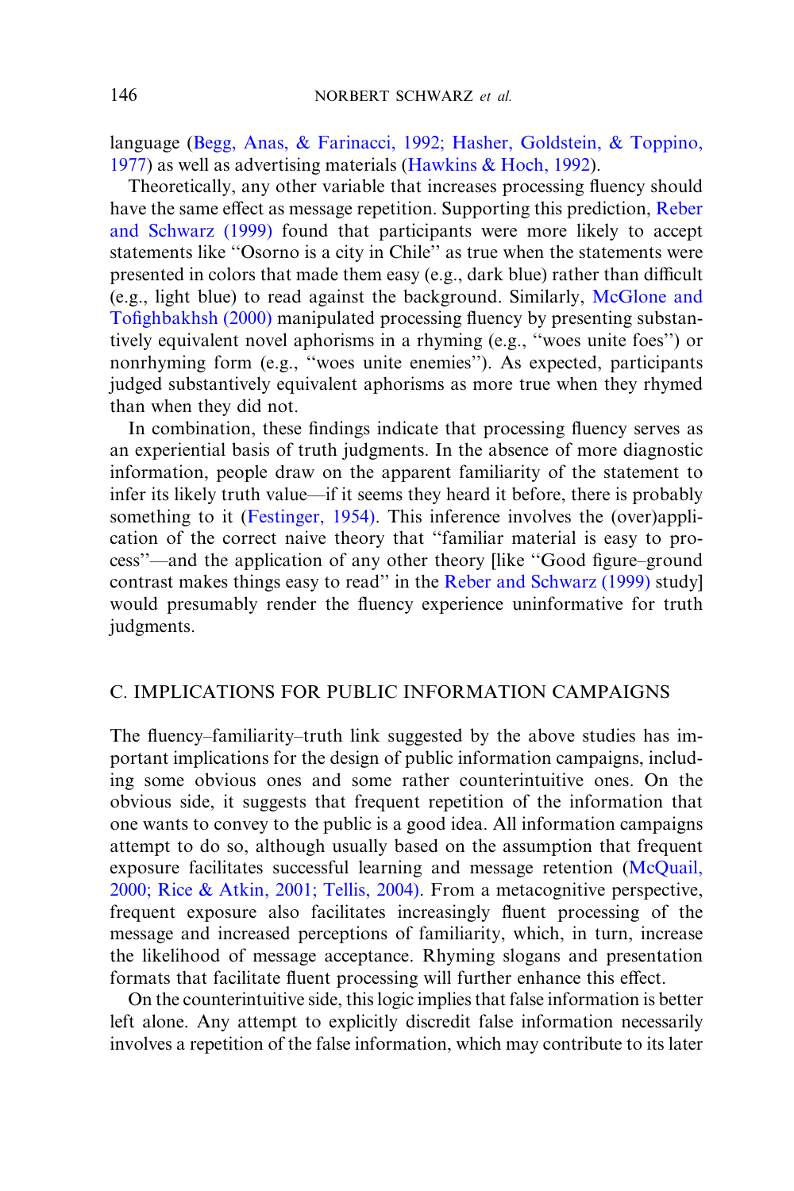language (Begg, Anas, & Farinacci, 1992; Hasher, Goldstein, & Toppino, 1977) as well as advertising materials (Hawkins & Hoch, 1992).

Theoretically, any other variable that increases processing fluency should have the same effect as message repetition. Supporting this prediction, Reber and Schwarz (1999) found that participants were more likely to accept statements like "Osorno is a city in Chile" as true when the statements were presented in colors that made them easy (e.g., dark blue) rather than difficult (e.g., light blue) to read against the background. Similarly, McGlone and Tofighbakhsh (2000) manipulated processing fluency by presenting substantively equivalent novel aphorisms in a rhyming (e.g., "woes unite foes") or nonrhyming form (e.g., "woes unite enemies"). As expected, participants judged substantively equivalent aphorisms as more true when they rhymed than when they did not.

In combination, these findings indicate that processing fluency serves as an experiential basis of truth judgments. In the absence of more diagnostic information, people draw on the apparent familiarity of the statement to infer its likely truth value—if it seems they heard it before, there is probably something to it (Festinger, 1954). This inference involves the (over)application of the correct naive theory that "familiar material is easy to process"—and the application of any other theory [like "Good figure–ground contrast makes things easy to read" in the Reber and Schwarz (1999) study] would presumably render the fluency experience uninformative for truth judgments.

## C. IMPLICATIONS FOR PUBLIC INFORMATION CAMPAIGNS

The fluency–familiarity–truth link suggested by the above studies has important implications for the design of public information campaigns, including some obvious ones and some rather counterintuitive ones. On the obvious side, it suggests that frequent repetition of the information that one wants to convey to the public is a good idea. All information campaigns attempt to do so, although usually based on the assumption that frequent exposure facilitates successful learning and message retention (McQuail, 2000; Rice & Atkin, 2001; Tellis, 2004). From a metacognitive perspective, frequent exposure also facilitates increasingly fluent processing of the message and increased perceptions of familiarity, which, in turn, increase the likelihood of message acceptance. Rhyming slogans and presentation formats that facilitate fluent processing will further enhance this effect.

On the counterintuitive side, this logic implies that false information is better left alone. Any attempt to explicitly discredit false information necessarily involves a repetition of the false information, which may contribute to its later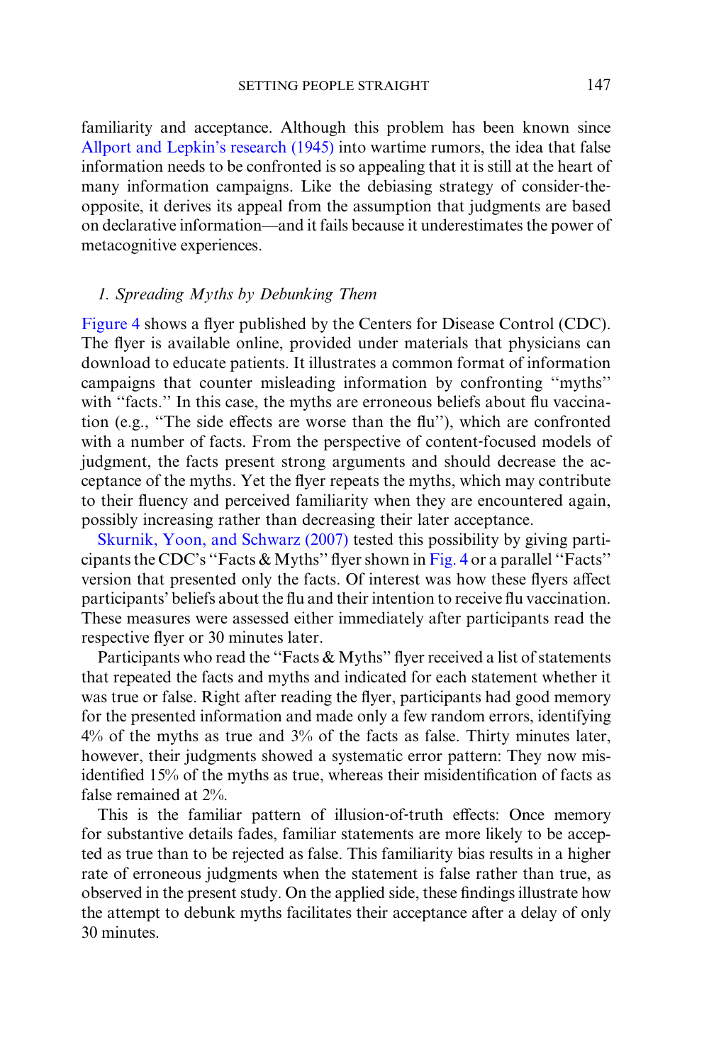familiarity and acceptance. Although this problem has been known since Allport and Lepkin's research (1945) into wartime rumors, the idea that false information needs to be confronted is so appealing that it is still at the heart of many information campaigns. Like the debiasing strategy of consider-the-opposite, it derives its appeal from the assumption that judgments are based on declarative information—and it fails because it underestimates the power of metacognitive experiences.

### *1. Spreading Myths by Debunking Them*

Figure 4 shows a flyer published by the Centers for Disease Control (CDC). The flyer is available online, provided under materials that physicians can download to educate patients. It illustrates a common format of information campaigns that counter misleading information by confronting "myths" with "facts." In this case, the myths are erroneous beliefs about flu vaccination (e.g., "The side effects are worse than the flu"), which are confronted with a number of facts. From the perspective of content-focused models of judgment, the facts present strong arguments and should decrease the acceptance of the myths. Yet the flyer repeats the myths, which may contribute to their fluency and perceived familiarity when they are encountered again, possibly increasing rather than decreasing their later acceptance.

Skurnik, Yoon, and Schwarz (2007) tested this possibility by giving participants the CDC's "Facts & Myths" flyer shown in Fig. 4 or a parallel "Facts" version that presented only the facts. Of interest was how these flyers affect participants' beliefs about the flu and their intention to receive flu vaccination. These measures were assessed either immediately after participants read the respective flyer or 30 minutes later.

Participants who read the "Facts & Myths" flyer received a list of statements that repeated the facts and myths and indicated for each statement whether it was true or false. Right after reading the flyer, participants had good memory for the presented information and made only a few random errors, identifying 4% of the myths as true and 3% of the facts as false. Thirty minutes later, however, their judgments showed a systematic error pattern: They now misidentified 15% of the myths as true, whereas their misidentification of facts as false remained at 2%.

This is the familiar pattern of illusion-of-truth effects: Once memory for substantive details fades, familiar statements are more likely to be accepted as true than to be rejected as false. This familiarity bias results in a higher rate of erroneous judgments when the statement is false rather than true, as observed in the present study. On the applied side, these findings illustrate how the attempt to debunk myths facilitates their acceptance after a delay of only 30 minutes.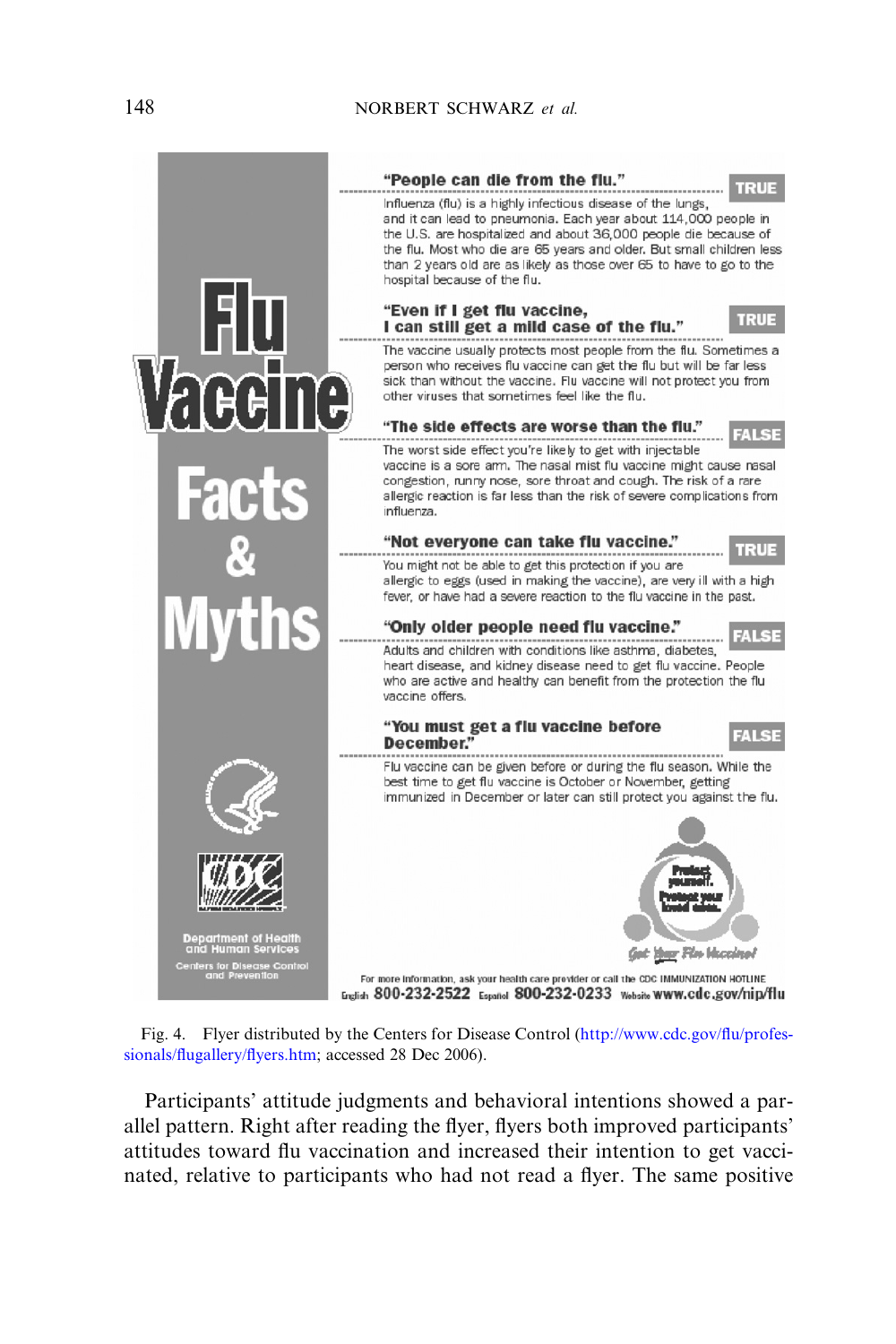# Flu Vaccine Facts & Myths

**"People can die from the flu."** **TRUE**

Influenza (flu) is a highly infectious disease of the lungs, and it can lead to pneumonia. Each year about 114,000 people in the U.S. are hospitalized and about 36,000 people die because of the flu. Most who die are 65 years and older. But small children less than 2 years old are as likely as those over 65 to have to go to the hospital because of the flu.

**"Even if I get flu vaccine, I can still get a mild case of the flu."** **TRUE**

The vaccine usually protects most people from the flu. Sometimes a person who receives flu vaccine can get the flu but will be far less sick than without the vaccine. Flu vaccine will not protect you from other viruses that sometimes feel like the flu.

**"The side effects are worse than the flu."** **FALSE**

The worst side effect you're likely to get with injectable vaccine is a sore arm. The nasal mist flu vaccine might cause nasal congestion, runny nose, sore throat and cough. The risk of a rare allergic reaction is far less than the risk of severe complications from influenza.

**"Not everyone can take flu vaccine."** **TRUE**

You might not be able to get this protection if you are allergic to eggs (used in making the vaccine), are very ill with a high fever, or have had a severe reaction to the flu vaccine in the past.

**"Only older people need flu vaccine."** **FALSE**

Adults and children with conditions like asthma, diabetes, heart disease, and kidney disease need to get flu vaccine. People who are active and healthy can benefit from the protection the flu vaccine offers.

**"You must get a flu vaccine before December."** **FALSE**

Flu vaccine can be given before or during the flu season. While the best time to get flu vaccine is October or November, getting immunized in December or later can still protect you against the flu.

Protect yourself. Protect your loved ones. Get Your Flu Vaccine!

Department of Health and Human Services
Centers for Disease Control and Prevention

For more information, ask your health care provider or call the CDC IMMUNIZATION HOTLINE
English 800-232-2522 Español 800-232-0233 Website www.cdc.gov/nip/flu

Fig. 4. Flyer distributed by the Centers for Disease Control (http://www.cdc.gov/flu/professionals/flugallery/flyers.htm; accessed 28 Dec 2006).

Participants' attitude judgments and behavioral intentions showed a parallel pattern. Right after reading the flyer, flyers both improved participants' attitudes toward flu vaccination and increased their intention to get vaccinated, relative to participants who had not read a flyer. The same positive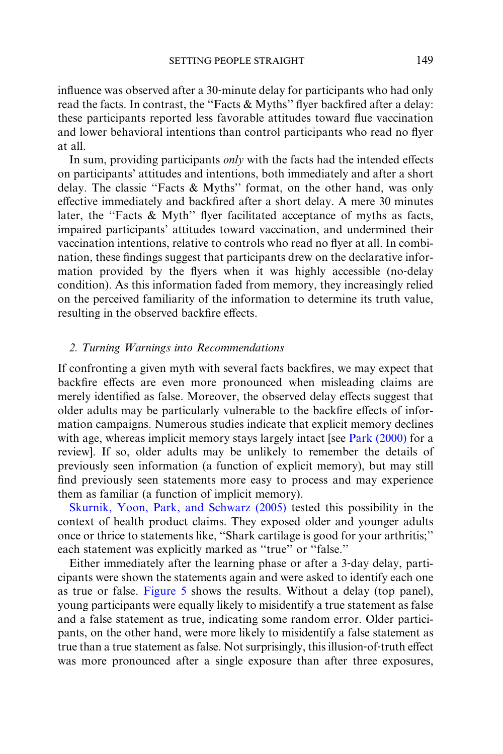influence was observed after a 30-minute delay for participants who had only read the facts. In contrast, the ''Facts & Myths'' flyer backfired after a delay: these participants reported less favorable attitudes toward flue vaccination and lower behavioral intentions than control participants who read no flyer at all.

In sum, providing participants *only* with the facts had the intended effects on participants' attitudes and intentions, both immediately and after a short delay. The classic ''Facts & Myths'' format, on the other hand, was only effective immediately and backfired after a short delay. A mere 30 minutes later, the ''Facts & Myth'' flyer facilitated acceptance of myths as facts, impaired participants' attitudes toward vaccination, and undermined their vaccination intentions, relative to controls who read no flyer at all. In combination, these findings suggest that participants drew on the declarative information provided by the flyers when it was highly accessible (no-delay condition). As this information faded from memory, they increasingly relied on the perceived familiarity of the information to determine its truth value, resulting in the observed backfire effects.

### 2. *Turning Warnings into Recommendations*

If confronting a given myth with several facts backfires, we may expect that backfire effects are even more pronounced when misleading claims are merely identified as false. Moreover, the observed delay effects suggest that older adults may be particularly vulnerable to the backfire effects of information campaigns. Numerous studies indicate that explicit memory declines with age, whereas implicit memory stays largely intact [see Park (2000) for a review]. If so, older adults may be unlikely to remember the details of previously seen information (a function of explicit memory), but may still find previously seen statements more easy to process and may experience them as familiar (a function of implicit memory).

Skurnik, Yoon, Park, and Schwarz (2005) tested this possibility in the context of health product claims. They exposed older and younger adults once or thrice to statements like, ''Shark cartilage is good for your arthritis;'' each statement was explicitly marked as ''true'' or ''false.''

Either immediately after the learning phase or after a 3-day delay, participants were shown the statements again and were asked to identify each one as true or false. Figure 5 shows the results. Without a delay (top panel), young participants were equally likely to misidentify a true statement as false and a false statement as true, indicating some random error. Older participants, on the other hand, were more likely to misidentify a false statement as true than a true statement as false. Not surprisingly, this illusion-of-truth effect was more pronounced after a single exposure than after three exposures,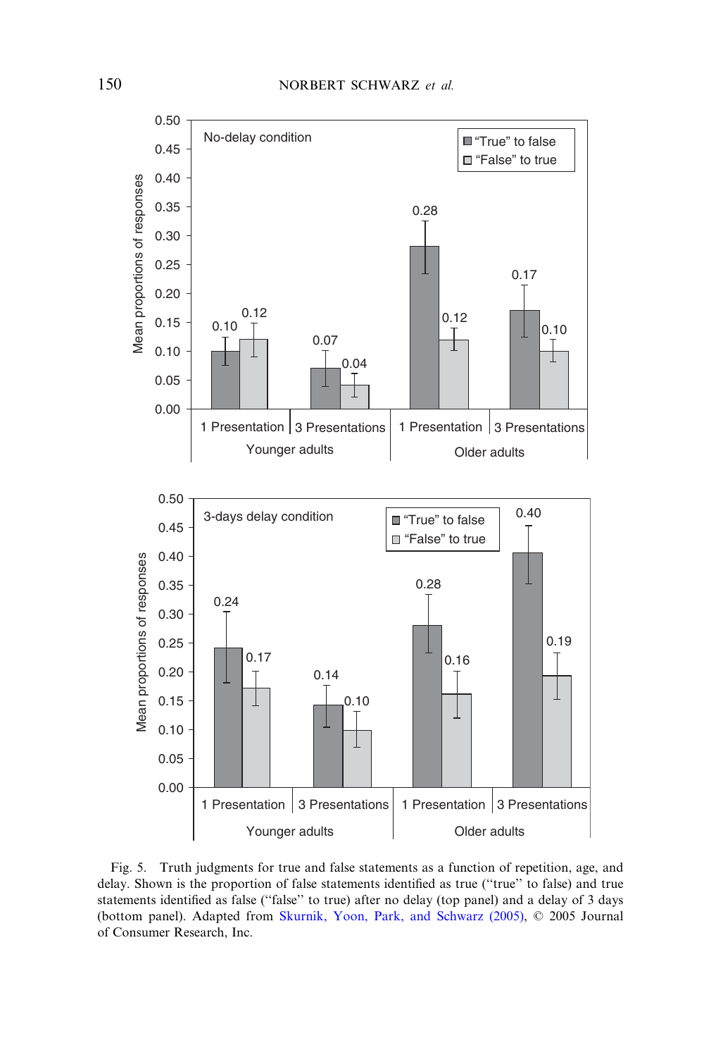No-delay condition

| | Younger adults: 1 Presentation | Younger adults: 3 Presentations | Older adults: 1 Presentation | Older adults: 3 Presentations |
|---|---|---|---|---|
| "True" to false | 0.10 | 0.07 | 0.28 | 0.17 |
| "False" to true | 0.12 | 0.04 | 0.12 | 0.10 |

3-days delay condition

| | Younger adults: 1 Presentation | Younger adults: 3 Presentations | Older adults: 1 Presentation | Older adults: 3 Presentations |
|---|---|---|---|---|
| "True" to false | 0.24 | 0.14 | 0.28 | 0.40 |
| "False" to true | 0.17 | 0.10 | 0.16 | 0.19 |

Fig. 5. Truth judgments for true and false statements as a function of repetition, age, and delay. Shown is the proportion of false statements identified as true ("true" to false) and true statements identified as false ("false" to true) after no delay (top panel) and a delay of 3 days (bottom panel). Adapted from Skurnik, Yoon, Park, and Schwarz (2005), © 2005 Journal of Consumer Research, Inc.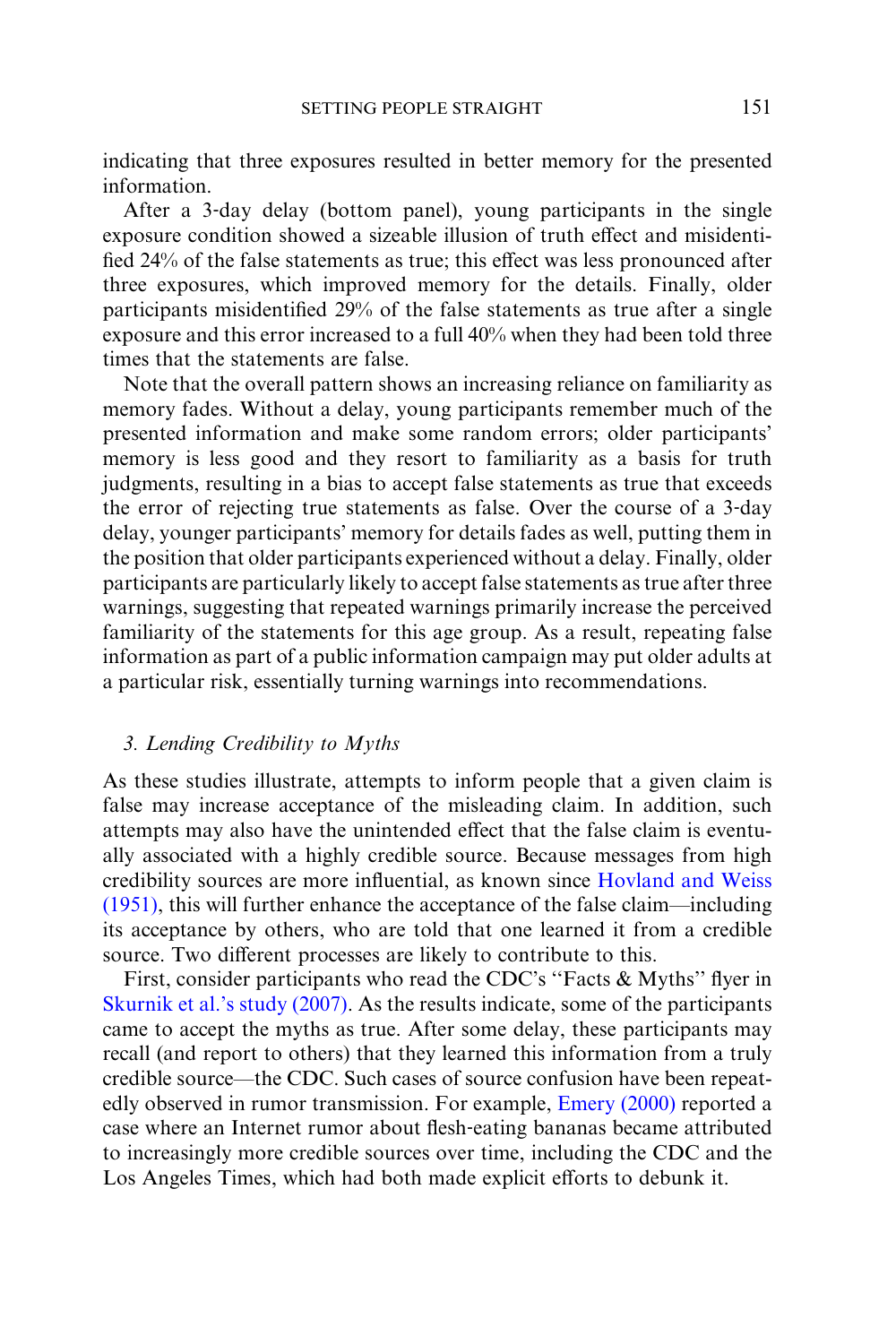indicating that three exposures resulted in better memory for the presented information.

After a 3-day delay (bottom panel), young participants in the single exposure condition showed a sizeable illusion of truth effect and misidentified 24% of the false statements as true; this effect was less pronounced after three exposures, which improved memory for the details. Finally, older participants misidentified 29% of the false statements as true after a single exposure and this error increased to a full 40% when they had been told three times that the statements are false.

Note that the overall pattern shows an increasing reliance on familiarity as memory fades. Without a delay, young participants remember much of the presented information and make some random errors; older participants' memory is less good and they resort to familiarity as a basis for truth judgments, resulting in a bias to accept false statements as true that exceeds the error of rejecting true statements as false. Over the course of a 3-day delay, younger participants' memory for details fades as well, putting them in the position that older participants experienced without a delay. Finally, older participants are particularly likely to accept false statements as true after three warnings, suggesting that repeated warnings primarily increase the perceived familiarity of the statements for this age group. As a result, repeating false information as part of a public information campaign may put older adults at a particular risk, essentially turning warnings into recommendations.

### 3. *Lending Credibility to Myths*

As these studies illustrate, attempts to inform people that a given claim is false may increase acceptance of the misleading claim. In addition, such attempts may also have the unintended effect that the false claim is eventually associated with a highly credible source. Because messages from high credibility sources are more influential, as known since Hovland and Weiss (1951), this will further enhance the acceptance of the false claim—including its acceptance by others, who are told that one learned it from a credible source. Two different processes are likely to contribute to this.

First, consider participants who read the CDC's ''Facts & Myths'' flyer in Skurnik et al.'s study (2007). As the results indicate, some of the participants came to accept the myths as true. After some delay, these participants may recall (and report to others) that they learned this information from a truly credible source—the CDC. Such cases of source confusion have been repeatedly observed in rumor transmission. For example, Emery (2000) reported a case where an Internet rumor about flesh-eating bananas became attributed to increasingly more credible sources over time, including the CDC and the Los Angeles Times, which had both made explicit efforts to debunk it.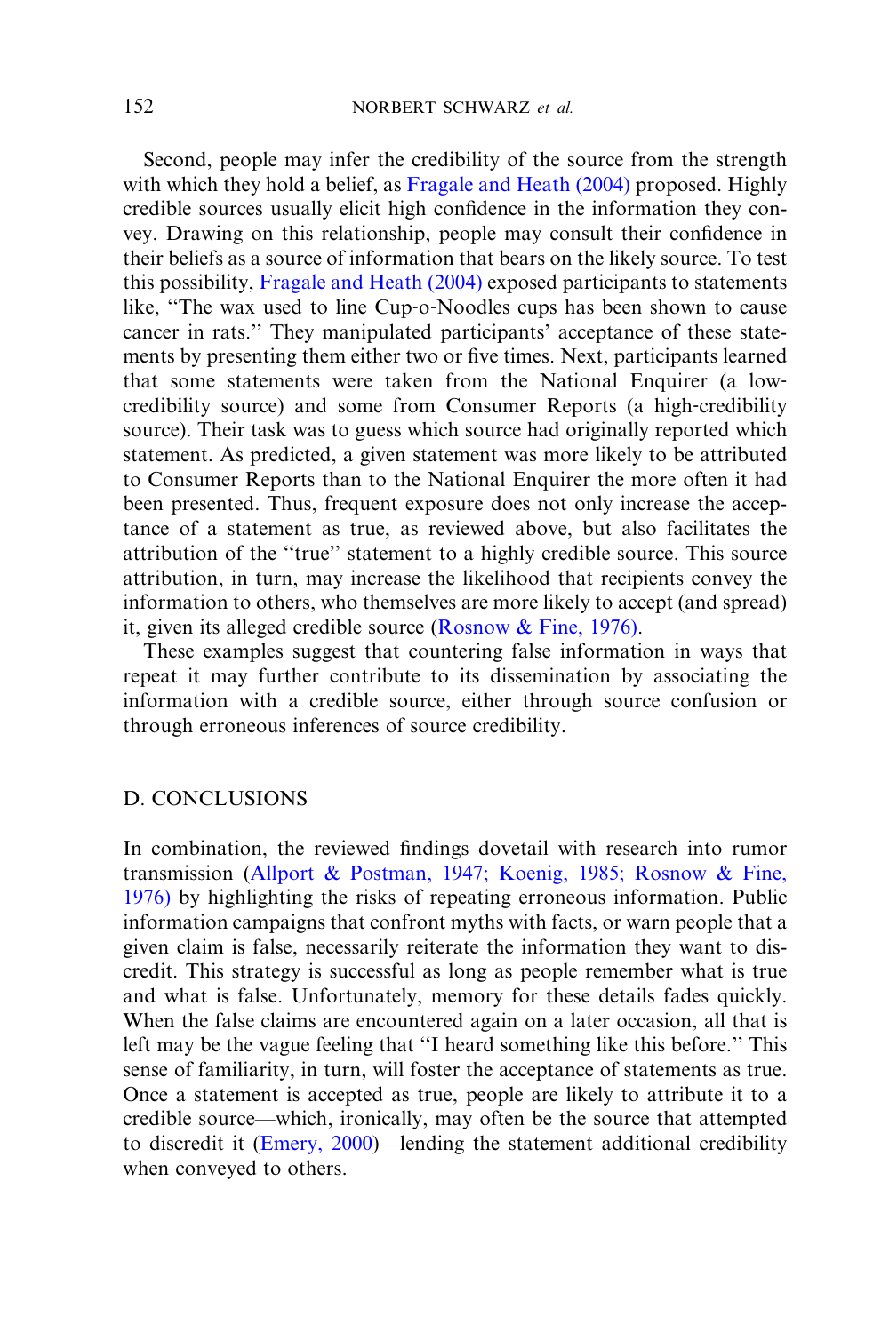Second, people may infer the credibility of the source from the strength with which they hold a belief, as Fragale and Heath (2004) proposed. Highly credible sources usually elicit high confidence in the information they convey. Drawing on this relationship, people may consult their confidence in their beliefs as a source of information that bears on the likely source. To test this possibility, Fragale and Heath (2004) exposed participants to statements like, "The wax used to line Cup-o-Noodles cups has been shown to cause cancer in rats." They manipulated participants' acceptance of these statements by presenting them either two or five times. Next, participants learned that some statements were taken from the National Enquirer (a low-credibility source) and some from Consumer Reports (a high-credibility source). Their task was to guess which source had originally reported which statement. As predicted, a given statement was more likely to be attributed to Consumer Reports than to the National Enquirer the more often it had been presented. Thus, frequent exposure does not only increase the acceptance of a statement as true, as reviewed above, but also facilitates the attribution of the "true" statement to a highly credible source. This source attribution, in turn, may increase the likelihood that recipients convey the information to others, who themselves are more likely to accept (and spread) it, given its alleged credible source (Rosnow & Fine, 1976).

These examples suggest that countering false information in ways that repeat it may further contribute to its dissemination by associating the information with a credible source, either through source confusion or through erroneous inferences of source credibility.

## D. CONCLUSIONS

In combination, the reviewed findings dovetail with research into rumor transmission (Allport & Postman, 1947; Koenig, 1985; Rosnow & Fine, 1976) by highlighting the risks of repeating erroneous information. Public information campaigns that confront myths with facts, or warn people that a given claim is false, necessarily reiterate the information they want to discredit. This strategy is successful as long as people remember what is true and what is false. Unfortunately, memory for these details fades quickly. When the false claims are encountered again on a later occasion, all that is left may be the vague feeling that "I heard something like this before." This sense of familiarity, in turn, will foster the acceptance of statements as true. Once a statement is accepted as true, people are likely to attribute it to a credible source—which, ironically, may often be the source that attempted to discredit it (Emery, 2000)—lending the statement additional credibility when conveyed to others.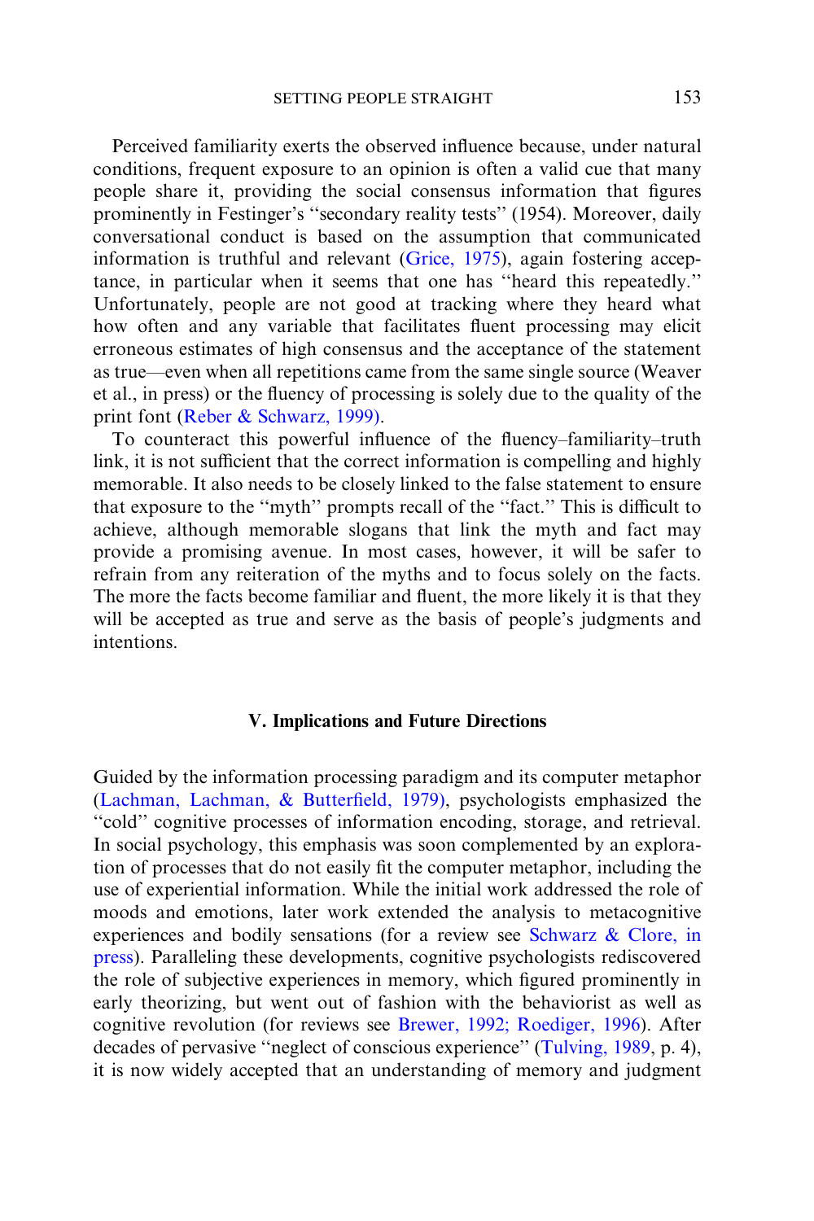Perceived familiarity exerts the observed influence because, under natural conditions, frequent exposure to an opinion is often a valid cue that many people share it, providing the social consensus information that figures prominently in Festinger's ''secondary reality tests'' (1954). Moreover, daily conversational conduct is based on the assumption that communicated information is truthful and relevant (Grice, 1975), again fostering acceptance, in particular when it seems that one has ''heard this repeatedly.'' Unfortunately, people are not good at tracking where they heard what how often and any variable that facilitates fluent processing may elicit erroneous estimates of high consensus and the acceptance of the statement as true—even when all repetitions came from the same single source (Weaver et al., in press) or the fluency of processing is solely due to the quality of the print font (Reber & Schwarz, 1999).

To counteract this powerful influence of the fluency–familiarity–truth link, it is not sufficient that the correct information is compelling and highly memorable. It also needs to be closely linked to the false statement to ensure that exposure to the ''myth'' prompts recall of the ''fact.'' This is difficult to achieve, although memorable slogans that link the myth and fact may provide a promising avenue. In most cases, however, it will be safer to refrain from any reiteration of the myths and to focus solely on the facts. The more the facts become familiar and fluent, the more likely it is that they will be accepted as true and serve as the basis of people's judgments and intentions.

## V. Implications and Future Directions

Guided by the information processing paradigm and its computer metaphor (Lachman, Lachman, & Butterfield, 1979), psychologists emphasized the ''cold'' cognitive processes of information encoding, storage, and retrieval. In social psychology, this emphasis was soon complemented by an exploration of processes that do not easily fit the computer metaphor, including the use of experiential information. While the initial work addressed the role of moods and emotions, later work extended the analysis to metacognitive experiences and bodily sensations (for a review see Schwarz & Clore, in press). Paralleling these developments, cognitive psychologists rediscovered the role of subjective experiences in memory, which figured prominently in early theorizing, but went out of fashion with the behaviorist as well as cognitive revolution (for reviews see Brewer, 1992; Roediger, 1996). After decades of pervasive ''neglect of conscious experience'' (Tulving, 1989, p. 4), it is now widely accepted that an understanding of memory and judgment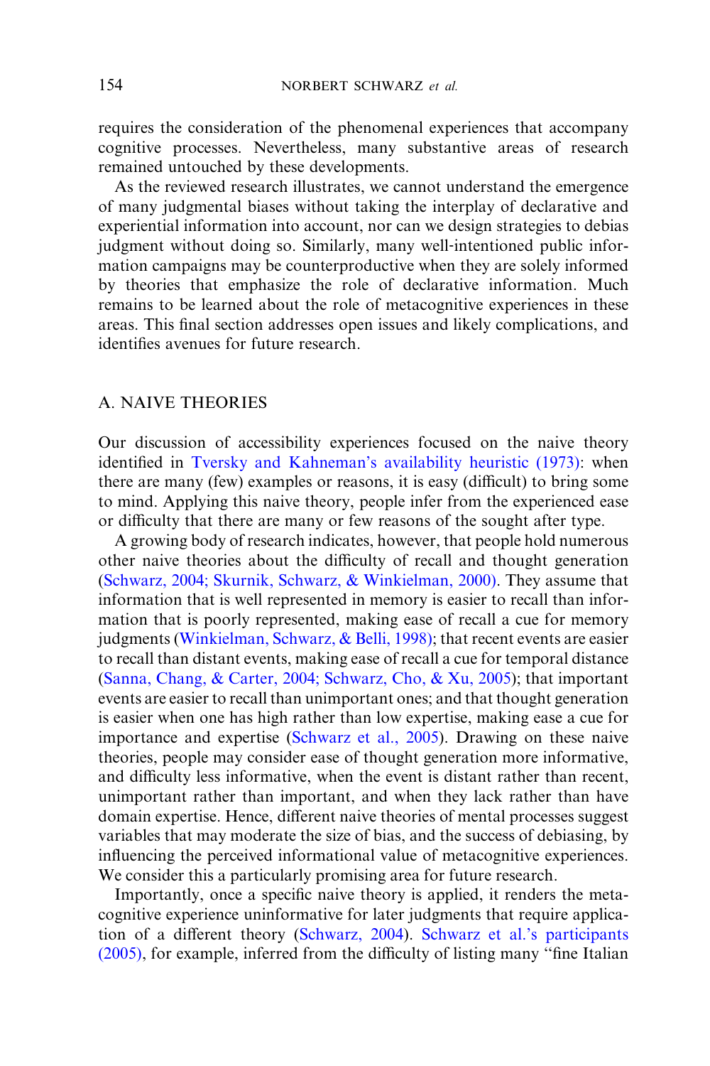requires the consideration of the phenomenal experiences that accompany cognitive processes. Nevertheless, many substantive areas of research remained untouched by these developments.

As the reviewed research illustrates, we cannot understand the emergence of many judgmental biases without taking the interplay of declarative and experiential information into account, nor can we design strategies to debias judgment without doing so. Similarly, many well-intentioned public information campaigns may be counterproductive when they are solely informed by theories that emphasize the role of declarative information. Much remains to be learned about the role of metacognitive experiences in these areas. This final section addresses open issues and likely complications, and identifies avenues for future research.

## A. NAIVE THEORIES

Our discussion of accessibility experiences focused on the naive theory identified in Tversky and Kahneman's availability heuristic (1973): when there are many (few) examples or reasons, it is easy (difficult) to bring some to mind. Applying this naive theory, people infer from the experienced ease or difficulty that there are many or few reasons of the sought after type.

A growing body of research indicates, however, that people hold numerous other naive theories about the difficulty of recall and thought generation (Schwarz, 2004; Skurnik, Schwarz, & Winkielman, 2000). They assume that information that is well represented in memory is easier to recall than information that is poorly represented, making ease of recall a cue for memory judgments (Winkielman, Schwarz, & Belli, 1998); that recent events are easier to recall than distant events, making ease of recall a cue for temporal distance (Sanna, Chang, & Carter, 2004; Schwarz, Cho, & Xu, 2005); that important events are easier to recall than unimportant ones; and that thought generation is easier when one has high rather than low expertise, making ease a cue for importance and expertise (Schwarz et al., 2005). Drawing on these naive theories, people may consider ease of thought generation more informative, and difficulty less informative, when the event is distant rather than recent, unimportant rather than important, and when they lack rather than have domain expertise. Hence, different naive theories of mental processes suggest variables that may moderate the size of bias, and the success of debiasing, by influencing the perceived informational value of metacognitive experiences. We consider this a particularly promising area for future research.

Importantly, once a specific naive theory is applied, it renders the metacognitive experience uninformative for later judgments that require application of a different theory (Schwarz, 2004). Schwarz et al.'s participants (2005), for example, inferred from the difficulty of listing many "fine Italian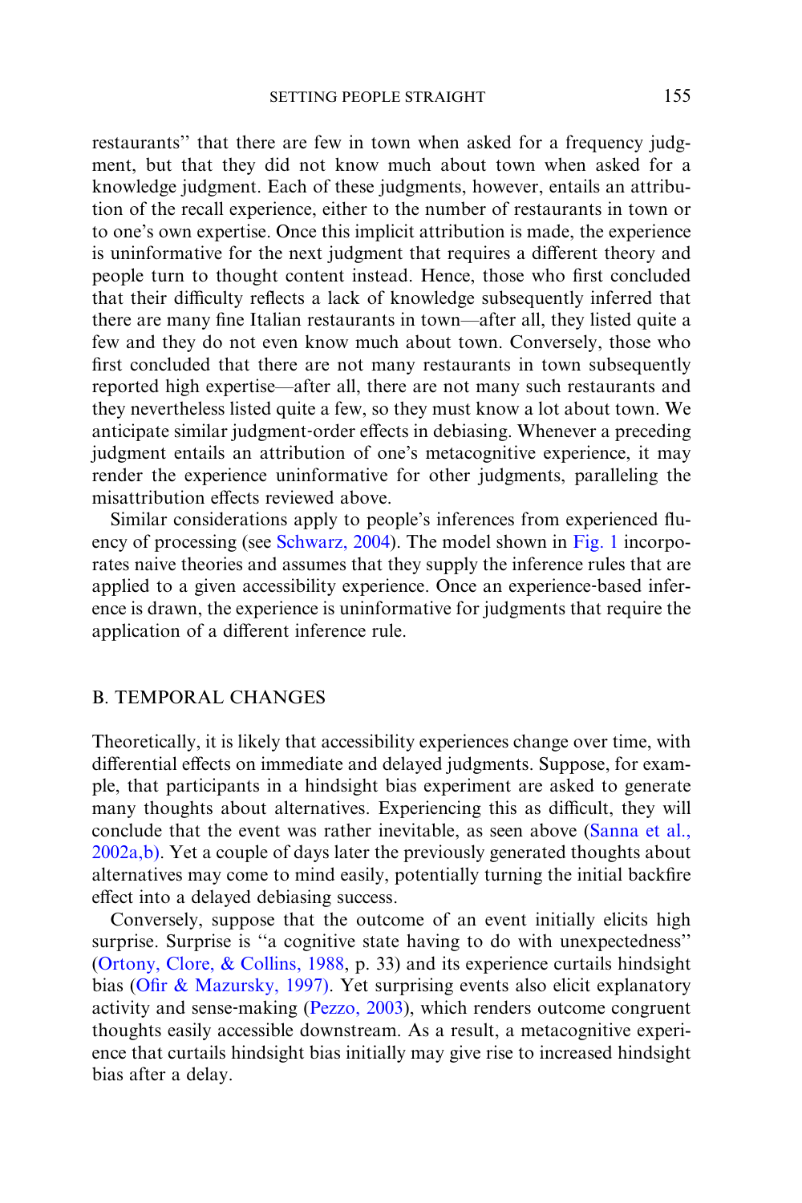restaurants'' that there are few in town when asked for a frequency judgment, but that they did not know much about town when asked for a knowledge judgment. Each of these judgments, however, entails an attribution of the recall experience, either to the number of restaurants in town or to one's own expertise. Once this implicit attribution is made, the experience is uninformative for the next judgment that requires a different theory and people turn to thought content instead. Hence, those who first concluded that their difficulty reflects a lack of knowledge subsequently inferred that there are many fine Italian restaurants in town—after all, they listed quite a few and they do not even know much about town. Conversely, those who first concluded that there are not many restaurants in town subsequently reported high expertise—after all, there are not many such restaurants and they nevertheless listed quite a few, so they must know a lot about town. We anticipate similar judgment-order effects in debiasing. Whenever a preceding judgment entails an attribution of one's metacognitive experience, it may render the experience uninformative for other judgments, paralleling the misattribution effects reviewed above.

Similar considerations apply to people's inferences from experienced fluency of processing (see Schwarz, 2004). The model shown in Fig. 1 incorporates naive theories and assumes that they supply the inference rules that are applied to a given accessibility experience. Once an experience-based inference is drawn, the experience is uninformative for judgments that require the application of a different inference rule.

## B. TEMPORAL CHANGES

Theoretically, it is likely that accessibility experiences change over time, with differential effects on immediate and delayed judgments. Suppose, for example, that participants in a hindsight bias experiment are asked to generate many thoughts about alternatives. Experiencing this as difficult, they will conclude that the event was rather inevitable, as seen above (Sanna et al., 2002a,b). Yet a couple of days later the previously generated thoughts about alternatives may come to mind easily, potentially turning the initial backfire effect into a delayed debiasing success.

Conversely, suppose that the outcome of an event initially elicits high surprise. Surprise is ''a cognitive state having to do with unexpectedness'' (Ortony, Clore, & Collins, 1988, p. 33) and its experience curtails hindsight bias (Ofir & Mazursky, 1997). Yet surprising events also elicit explanatory activity and sense-making (Pezzo, 2003), which renders outcome congruent thoughts easily accessible downstream. As a result, a metacognitive experience that curtails hindsight bias initially may give rise to increased hindsight bias after a delay.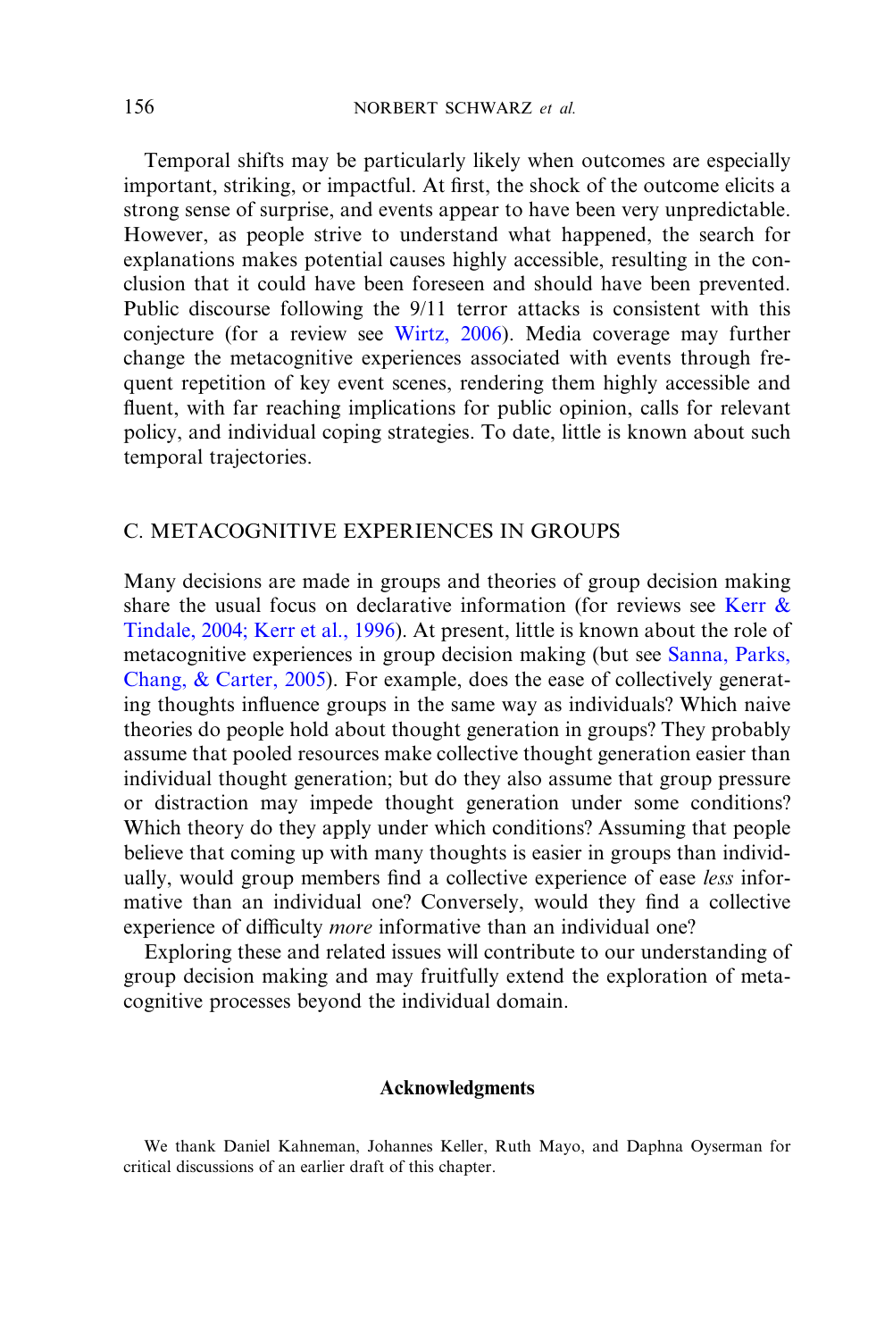Temporal shifts may be particularly likely when outcomes are especially important, striking, or impactful. At first, the shock of the outcome elicits a strong sense of surprise, and events appear to have been very unpredictable. However, as people strive to understand what happened, the search for explanations makes potential causes highly accessible, resulting in the conclusion that it could have been foreseen and should have been prevented. Public discourse following the 9/11 terror attacks is consistent with this conjecture (for a review see Wirtz, 2006). Media coverage may further change the metacognitive experiences associated with events through frequent repetition of key event scenes, rendering them highly accessible and fluent, with far reaching implications for public opinion, calls for relevant policy, and individual coping strategies. To date, little is known about such temporal trajectories.

## C. Metacognitive Experiences in Groups

Many decisions are made in groups and theories of group decision making share the usual focus on declarative information (for reviews see Kerr & Tindale, 2004; Kerr et al., 1996). At present, little is known about the role of metacognitive experiences in group decision making (but see Sanna, Parks, Chang, & Carter, 2005). For example, does the ease of collectively generating thoughts influence groups in the same way as individuals? Which naive theories do people hold about thought generation in groups? They probably assume that pooled resources make collective thought generation easier than individual thought generation; but do they also assume that group pressure or distraction may impede thought generation under some conditions? Which theory do they apply under which conditions? Assuming that people believe that coming up with many thoughts is easier in groups than individually, would group members find a collective experience of ease *less* informative than an individual one? Conversely, would they find a collective experience of difficulty *more* informative than an individual one?

Exploring these and related issues will contribute to our understanding of group decision making and may fruitfully extend the exploration of metacognitive processes beyond the individual domain.

### Acknowledgments

We thank Daniel Kahneman, Johannes Keller, Ruth Mayo, and Daphna Oyserman for critical discussions of an earlier draft of this chapter.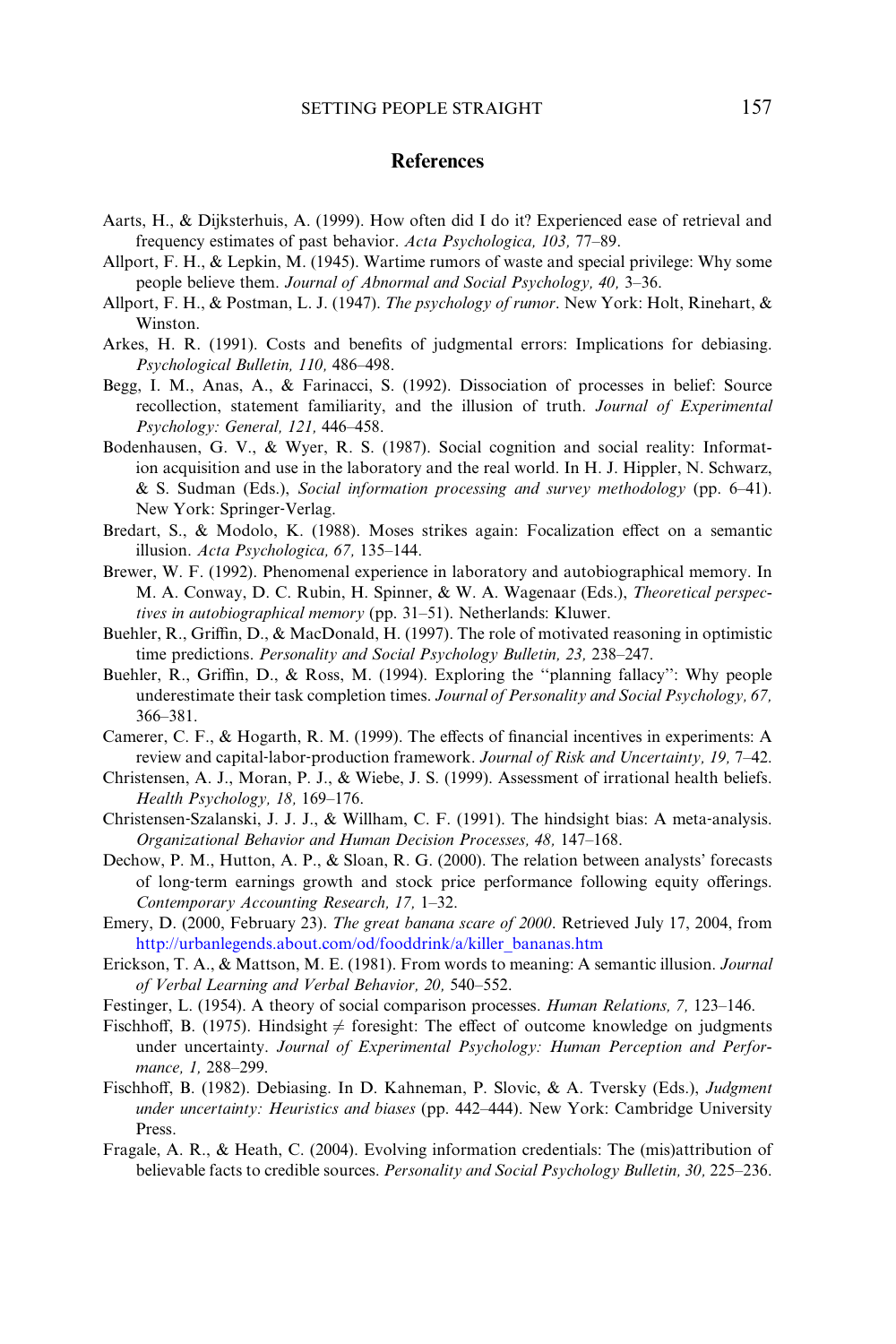## References

Aarts, H., & Dijksterhuis, A. (1999). How often did I do it? Experienced ease of retrieval and frequency estimates of past behavior. *Acta Psychologica, 103,* 77–89.

Allport, F. H., & Lepkin, M. (1945). Wartime rumors of waste and special privilege: Why some people believe them. *Journal of Abnormal and Social Psychology, 40,* 3–36.

Allport, F. H., & Postman, L. J. (1947). *The psychology of rumor*. New York: Holt, Rinehart, & Winston.

Arkes, H. R. (1991). Costs and benefits of judgmental errors: Implications for debiasing. *Psychological Bulletin, 110,* 486–498.

Begg, I. M., Anas, A., & Farinacci, S. (1992). Dissociation of processes in belief: Source recollection, statement familiarity, and the illusion of truth. *Journal of Experimental Psychology: General, 121,* 446–458.

Bodenhausen, G. V., & Wyer, R. S. (1987). Social cognition and social reality: Information acquisition and use in the laboratory and the real world. In H. J. Hippler, N. Schwarz, & S. Sudman (Eds.), *Social information processing and survey methodology* (pp. 6–41). New York: Springer-Verlag.

Bredart, S., & Modolo, K. (1988). Moses strikes again: Focalization effect on a semantic illusion. *Acta Psychologica, 67,* 135–144.

Brewer, W. F. (1992). Phenomenal experience in laboratory and autobiographical memory. In M. A. Conway, D. C. Rubin, H. Spinner, & W. A. Wagenaar (Eds.), *Theoretical perspectives in autobiographical memory* (pp. 31–51). Netherlands: Kluwer.

Buehler, R., Griffin, D., & MacDonald, H. (1997). The role of motivated reasoning in optimistic time predictions. *Personality and Social Psychology Bulletin, 23,* 238–247.

Buehler, R., Griffin, D., & Ross, M. (1994). Exploring the ''planning fallacy'': Why people underestimate their task completion times. *Journal of Personality and Social Psychology, 67,* 366–381.

Camerer, C. F., & Hogarth, R. M. (1999). The effects of financial incentives in experiments: A review and capital-labor-production framework. *Journal of Risk and Uncertainty, 19,* 7–42.

Christensen, A. J., Moran, P. J., & Wiebe, J. S. (1999). Assessment of irrational health beliefs. *Health Psychology, 18,* 169–176.

Christensen-Szalanski, J. J. J., & Willham, C. F. (1991). The hindsight bias: A meta-analysis. *Organizational Behavior and Human Decision Processes, 48,* 147–168.

Dechow, P. M., Hutton, A. P., & Sloan, R. G. (2000). The relation between analysts' forecasts of long-term earnings growth and stock price performance following equity offerings. *Contemporary Accounting Research, 17,* 1–32.

Emery, D. (2000, February 23). *The great banana scare of 2000*. Retrieved July 17, 2004, from http://urbanlegends.about.com/od/fooddrink/a/killer_bananas.htm

Erickson, T. A., & Mattson, M. E. (1981). From words to meaning: A semantic illusion. *Journal of Verbal Learning and Verbal Behavior, 20,* 540–552.

Festinger, L. (1954). A theory of social comparison processes. *Human Relations, 7,* 123–146.

Fischhoff, B. (1975). Hindsight ≠ foresight: The effect of outcome knowledge on judgments under uncertainty. *Journal of Experimental Psychology: Human Perception and Performance, 1,* 288–299.

Fischhoff, B. (1982). Debiasing. In D. Kahneman, P. Slovic, & A. Tversky (Eds.), *Judgment under uncertainty: Heuristics and biases* (pp. 442–444). New York: Cambridge University Press.

Fragale, A. R., & Heath, C. (2004). Evolving information credentials: The (mis)attribution of believable facts to credible sources. *Personality and Social Psychology Bulletin, 30,* 225–236.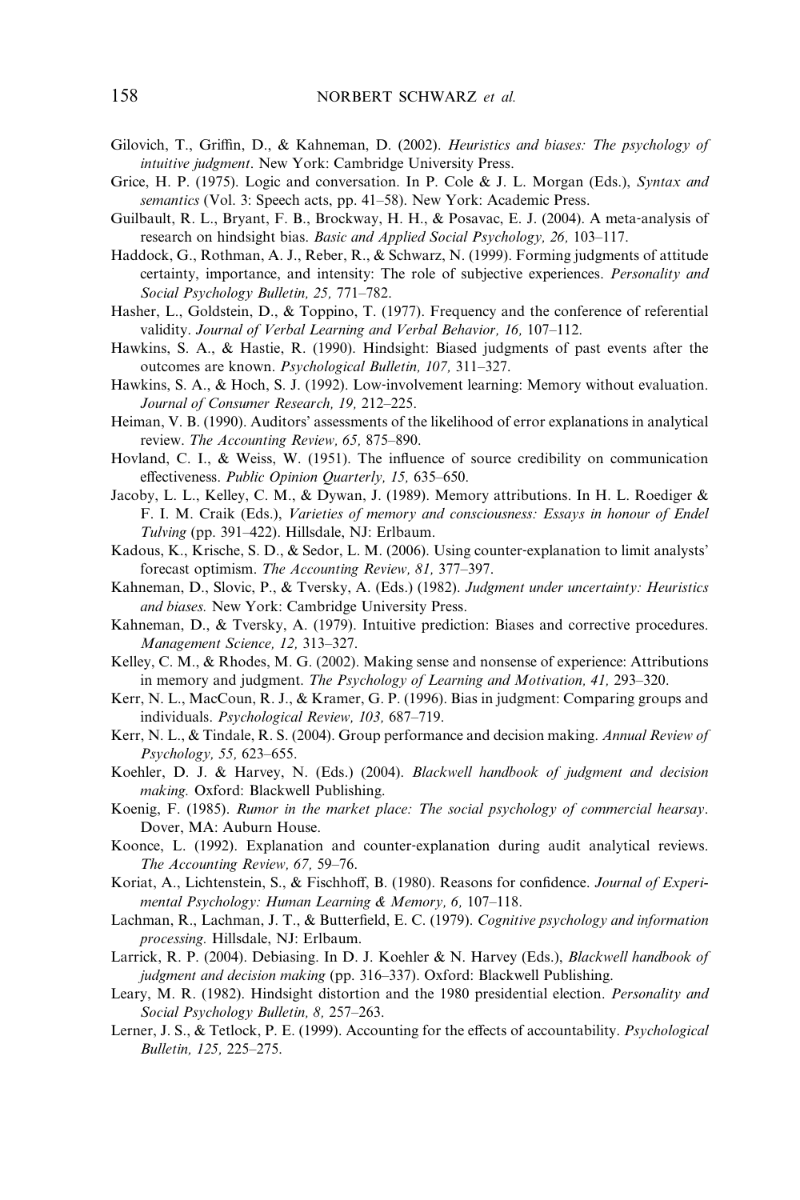Gilovich, T., Griffin, D., & Kahneman, D. (2002). *Heuristics and biases: The psychology of intuitive judgment*. New York: Cambridge University Press.

Grice, H. P. (1975). Logic and conversation. In P. Cole & J. L. Morgan (Eds.), *Syntax and semantics* (Vol. 3: Speech acts, pp. 41–58). New York: Academic Press.

Guilbault, R. L., Bryant, F. B., Brockway, H. H., & Posavac, E. J. (2004). A meta-analysis of research on hindsight bias. *Basic and Applied Social Psychology, 26,* 103–117.

Haddock, G., Rothman, A. J., Reber, R., & Schwarz, N. (1999). Forming judgments of attitude certainty, importance, and intensity: The role of subjective experiences. *Personality and Social Psychology Bulletin, 25,* 771–782.

Hasher, L., Goldstein, D., & Toppino, T. (1977). Frequency and the conference of referential validity. *Journal of Verbal Learning and Verbal Behavior, 16,* 107–112.

Hawkins, S. A., & Hastie, R. (1990). Hindsight: Biased judgments of past events after the outcomes are known. *Psychological Bulletin, 107,* 311–327.

Hawkins, S. A., & Hoch, S. J. (1992). Low-involvement learning: Memory without evaluation. *Journal of Consumer Research, 19,* 212–225.

Heiman, V. B. (1990). Auditors' assessments of the likelihood of error explanations in analytical review. *The Accounting Review, 65,* 875–890.

Hovland, C. I., & Weiss, W. (1951). The influence of source credibility on communication effectiveness. *Public Opinion Quarterly, 15,* 635–650.

Jacoby, L. L., Kelley, C. M., & Dywan, J. (1989). Memory attributions. In H. L. Roediger & F. I. M. Craik (Eds.), *Varieties of memory and consciousness: Essays in honour of Endel Tulving* (pp. 391–422). Hillsdale, NJ: Erlbaum.

Kadous, K., Krische, S. D., & Sedor, L. M. (2006). Using counter-explanation to limit analysts' forecast optimism. *The Accounting Review, 81,* 377–397.

Kahneman, D., Slovic, P., & Tversky, A. (Eds.) (1982). *Judgment under uncertainty: Heuristics and biases.* New York: Cambridge University Press.

Kahneman, D., & Tversky, A. (1979). Intuitive prediction: Biases and corrective procedures. *Management Science, 12,* 313–327.

Kelley, C. M., & Rhodes, M. G. (2002). Making sense and nonsense of experience: Attributions in memory and judgment. *The Psychology of Learning and Motivation, 41,* 293–320.

Kerr, N. L., MacCoun, R. J., & Kramer, G. P. (1996). Bias in judgment: Comparing groups and individuals. *Psychological Review, 103,* 687–719.

Kerr, N. L., & Tindale, R. S. (2004). Group performance and decision making. *Annual Review of Psychology, 55,* 623–655.

Koehler, D. J. & Harvey, N. (Eds.) (2004). *Blackwell handbook of judgment and decision making.* Oxford: Blackwell Publishing.

Koenig, F. (1985). *Rumor in the market place: The social psychology of commercial hearsay*. Dover, MA: Auburn House.

Koonce, L. (1992). Explanation and counter-explanation during audit analytical reviews. *The Accounting Review, 67,* 59–76.

Koriat, A., Lichtenstein, S., & Fischhoff, B. (1980). Reasons for confidence. *Journal of Experimental Psychology: Human Learning & Memory, 6,* 107–118.

Lachman, R., Lachman, J. T., & Butterfield, E. C. (1979). *Cognitive psychology and information processing.* Hillsdale, NJ: Erlbaum.

Larrick, R. P. (2004). Debiasing. In D. J. Koehler & N. Harvey (Eds.), *Blackwell handbook of judgment and decision making* (pp. 316–337). Oxford: Blackwell Publishing.

Leary, M. R. (1982). Hindsight distortion and the 1980 presidential election. *Personality and Social Psychology Bulletin, 8,* 257–263.

Lerner, J. S., & Tetlock, P. E. (1999). Accounting for the effects of accountability. *Psychological Bulletin, 125,* 225–275.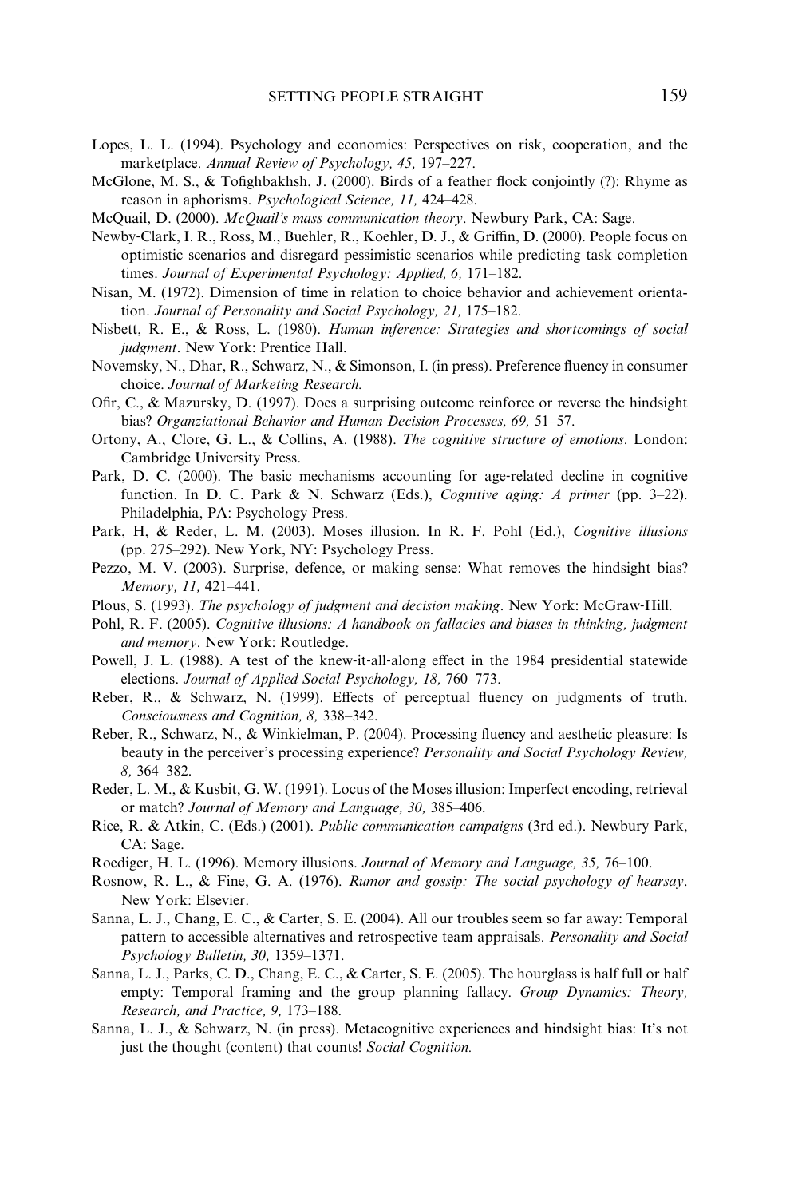Lopes, L. L. (1994). Psychology and economics: Perspectives on risk, cooperation, and the marketplace. *Annual Review of Psychology, 45,* 197–227.

McGlone, M. S., & Tofighbakhsh, J. (2000). Birds of a feather flock conjointly (?): Rhyme as reason in aphorisms. *Psychological Science, 11,* 424–428.

McQuail, D. (2000). *McQuail's mass communication theory*. Newbury Park, CA: Sage.

Newby-Clark, I. R., Ross, M., Buehler, R., Koehler, D. J., & Griffin, D. (2000). People focus on optimistic scenarios and disregard pessimistic scenarios while predicting task completion times. *Journal of Experimental Psychology: Applied, 6,* 171–182.

Nisan, M. (1972). Dimension of time in relation to choice behavior and achievement orientation. *Journal of Personality and Social Psychology, 21,* 175–182.

Nisbett, R. E., & Ross, L. (1980). *Human inference: Strategies and shortcomings of social judgment*. New York: Prentice Hall.

Novemsky, N., Dhar, R., Schwarz, N., & Simonson, I. (in press). Preference fluency in consumer choice. *Journal of Marketing Research.*

Ofir, C., & Mazursky, D. (1997). Does a surprising outcome reinforce or reverse the hindsight bias? *Organziational Behavior and Human Decision Processes, 69,* 51–57.

Ortony, A., Clore, G. L., & Collins, A. (1988). *The cognitive structure of emotions*. London: Cambridge University Press.

Park, D. C. (2000). The basic mechanisms accounting for age-related decline in cognitive function. In D. C. Park & N. Schwarz (Eds.), *Cognitive aging: A primer* (pp. 3–22). Philadelphia, PA: Psychology Press.

Park, H, & Reder, L. M. (2003). Moses illusion. In R. F. Pohl (Ed.), *Cognitive illusions* (pp. 275–292). New York, NY: Psychology Press.

Pezzo, M. V. (2003). Surprise, defence, or making sense: What removes the hindsight bias? *Memory, 11,* 421–441.

Plous, S. (1993). *The psychology of judgment and decision making*. New York: McGraw-Hill.

Pohl, R. F. (2005). *Cognitive illusions: A handbook on fallacies and biases in thinking, judgment and memory*. New York: Routledge.

Powell, J. L. (1988). A test of the knew-it-all-along effect in the 1984 presidential statewide elections. *Journal of Applied Social Psychology, 18,* 760–773.

Reber, R., & Schwarz, N. (1999). Effects of perceptual fluency on judgments of truth. *Consciousness and Cognition, 8,* 338–342.

Reber, R., Schwarz, N., & Winkielman, P. (2004). Processing fluency and aesthetic pleasure: Is beauty in the perceiver's processing experience? *Personality and Social Psychology Review, 8,* 364–382.

Reder, L. M., & Kusbit, G. W. (1991). Locus of the Moses illusion: Imperfect encoding, retrieval or match? *Journal of Memory and Language, 30,* 385–406.

Rice, R. & Atkin, C. (Eds.) (2001). *Public communication campaigns* (3rd ed.). Newbury Park, CA: Sage.

Roediger, H. L. (1996). Memory illusions. *Journal of Memory and Language, 35,* 76–100.

Rosnow, R. L., & Fine, G. A. (1976). *Rumor and gossip: The social psychology of hearsay*. New York: Elsevier.

Sanna, L. J., Chang, E. C., & Carter, S. E. (2004). All our troubles seem so far away: Temporal pattern to accessible alternatives and retrospective team appraisals. *Personality and Social Psychology Bulletin, 30,* 1359–1371.

Sanna, L. J., Parks, C. D., Chang, E. C., & Carter, S. E. (2005). The hourglass is half full or half empty: Temporal framing and the group planning fallacy. *Group Dynamics: Theory, Research, and Practice, 9,* 173–188.

Sanna, L. J., & Schwarz, N. (in press). Metacognitive experiences and hindsight bias: It's not just the thought (content) that counts! *Social Cognition.*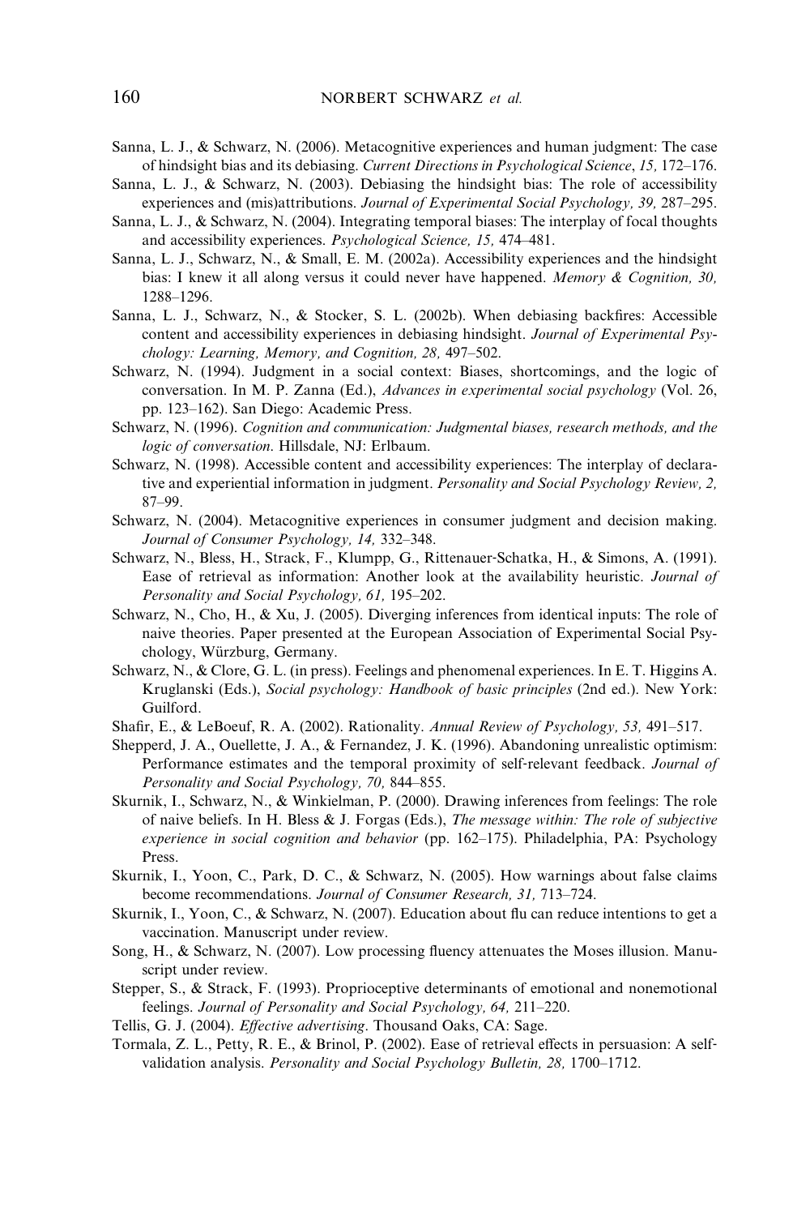Sanna, L. J., & Schwarz, N. (2006). Metacognitive experiences and human judgment: The case of hindsight bias and its debiasing. *Current Directions in Psychological Science*, *15*, 172–176.

Sanna, L. J., & Schwarz, N. (2003). Debiasing the hindsight bias: The role of accessibility experiences and (mis)attributions. *Journal of Experimental Social Psychology, 39,* 287–295.

Sanna, L. J., & Schwarz, N. (2004). Integrating temporal biases: The interplay of focal thoughts and accessibility experiences. *Psychological Science, 15,* 474–481.

Sanna, L. J., Schwarz, N., & Small, E. M. (2002a). Accessibility experiences and the hindsight bias: I knew it all along versus it could never have happened. *Memory & Cognition, 30,* 1288–1296.

Sanna, L. J., Schwarz, N., & Stocker, S. L. (2002b). When debiasing backfires: Accessible content and accessibility experiences in debiasing hindsight. *Journal of Experimental Psychology: Learning, Memory, and Cognition, 28,* 497–502.

Schwarz, N. (1994). Judgment in a social context: Biases, shortcomings, and the logic of conversation. In M. P. Zanna (Ed.), *Advances in experimental social psychology* (Vol. 26, pp. 123–162). San Diego: Academic Press.

Schwarz, N. (1996). *Cognition and communication: Judgmental biases, research methods, and the logic of conversation*. Hillsdale, NJ: Erlbaum.

Schwarz, N. (1998). Accessible content and accessibility experiences: The interplay of declarative and experiential information in judgment. *Personality and Social Psychology Review, 2,* 87–99.

Schwarz, N. (2004). Metacognitive experiences in consumer judgment and decision making. *Journal of Consumer Psychology, 14,* 332–348.

Schwarz, N., Bless, H., Strack, F., Klumpp, G., Rittenauer-Schatka, H., & Simons, A. (1991). Ease of retrieval as information: Another look at the availability heuristic. *Journal of Personality and Social Psychology, 61,* 195–202.

Schwarz, N., Cho, H., & Xu, J. (2005). Diverging inferences from identical inputs: The role of naive theories. Paper presented at the European Association of Experimental Social Psychology, Würzburg, Germany.

Schwarz, N., & Clore, G. L. (in press). Feelings and phenomenal experiences. In E. T. Higgins A. Kruglanski (Eds.), *Social psychology: Handbook of basic principles* (2nd ed.). New York: Guilford.

Shafir, E., & LeBoeuf, R. A. (2002). Rationality. *Annual Review of Psychology, 53,* 491–517.

Shepperd, J. A., Ouellette, J. A., & Fernandez, J. K. (1996). Abandoning unrealistic optimism: Performance estimates and the temporal proximity of self-relevant feedback. *Journal of Personality and Social Psychology, 70,* 844–855.

Skurnik, I., Schwarz, N., & Winkielman, P. (2000). Drawing inferences from feelings: The role of naive beliefs. In H. Bless & J. Forgas (Eds.), *The message within: The role of subjective experience in social cognition and behavior* (pp. 162–175). Philadelphia, PA: Psychology Press.

Skurnik, I., Yoon, C., Park, D. C., & Schwarz, N. (2005). How warnings about false claims become recommendations. *Journal of Consumer Research, 31,* 713–724.

Skurnik, I., Yoon, C., & Schwarz, N. (2007). Education about flu can reduce intentions to get a vaccination. Manuscript under review.

Song, H., & Schwarz, N. (2007). Low processing fluency attenuates the Moses illusion. Manuscript under review.

Stepper, S., & Strack, F. (1993). Proprioceptive determinants of emotional and nonemotional feelings. *Journal of Personality and Social Psychology, 64,* 211–220.

Tellis, G. J. (2004). *Effective advertising*. Thousand Oaks, CA: Sage.

Tormala, Z. L., Petty, R. E., & Brinol, P. (2002). Ease of retrieval effects in persuasion: A self-validation analysis. *Personality and Social Psychology Bulletin, 28,* 1700–1712.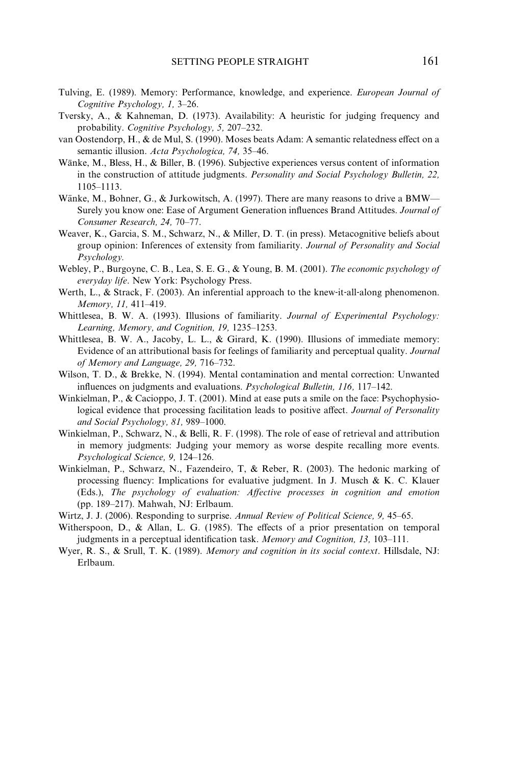Tulving, E. (1989). Memory: Performance, knowledge, and experience. *European Journal of Cognitive Psychology, 1,* 3–26.

Tversky, A., & Kahneman, D. (1973). Availability: A heuristic for judging frequency and probability. *Cognitive Psychology, 5,* 207–232.

van Oostendorp, H., & de Mul, S. (1990). Moses beats Adam: A semantic relatedness effect on a semantic illusion. *Acta Psychologica, 74,* 35–46.

Wänke, M., Bless, H., & Biller, B. (1996). Subjective experiences versus content of information in the construction of attitude judgments. *Personality and Social Psychology Bulletin, 22,* 1105–1113.

Wänke, M., Bohner, G., & Jurkowitsch, A. (1997). There are many reasons to drive a BMW—Surely you know one: Ease of Argument Generation influences Brand Attitudes. *Journal of Consumer Research, 24,* 70–77.

Weaver, K., Garcia, S. M., Schwarz, N., & Miller, D. T. (in press). Metacognitive beliefs about group opinion: Inferences of extensity from familiarity. *Journal of Personality and Social Psychology.*

Webley, P., Burgoyne, C. B., Lea, S. E. G., & Young, B. M. (2001). *The economic psychology of everyday life*. New York: Psychology Press.

Werth, L., & Strack, F. (2003). An inferential approach to the knew-it-all-along phenomenon. *Memory, 11,* 411–419.

Whittlesea, B. W. A. (1993). Illusions of familiarity. *Journal of Experimental Psychology: Learning, Memory, and Cognition, 19,* 1235–1253.

Whittlesea, B. W. A., Jacoby, L. L., & Girard, K. (1990). Illusions of immediate memory: Evidence of an attributional basis for feelings of familiarity and perceptual quality. *Journal of Memory and Language, 29,* 716–732.

Wilson, T. D., & Brekke, N. (1994). Mental contamination and mental correction: Unwanted influences on judgments and evaluations. *Psychological Bulletin, 116,* 117–142.

Winkielman, P., & Cacioppo, J. T. (2001). Mind at ease puts a smile on the face: Psychophysiological evidence that processing facilitation leads to positive affect. *Journal of Personality and Social Psychology, 81,* 989–1000.

Winkielman, P., Schwarz, N., & Belli, R. F. (1998). The role of ease of retrieval and attribution in memory judgments: Judging your memory as worse despite recalling more events. *Psychological Science, 9,* 124–126.

Winkielman, P., Schwarz, N., Fazendeiro, T, & Reber, R. (2003). The hedonic marking of processing fluency: Implications for evaluative judgment. In J. Musch & K. C. Klauer (Eds.), *The psychology of evaluation: Affective processes in cognition and emotion* (pp. 189–217). Mahwah, NJ: Erlbaum.

Wirtz, J. J. (2006). Responding to surprise. *Annual Review of Political Science, 9,* 45–65.

Witherspoon, D., & Allan, L. G. (1985). The effects of a prior presentation on temporal judgments in a perceptual identification task. *Memory and Cognition, 13,* 103–111.

Wyer, R. S., & Srull, T. K. (1989). *Memory and cognition in its social context*. Hillsdale, NJ: Erlbaum.